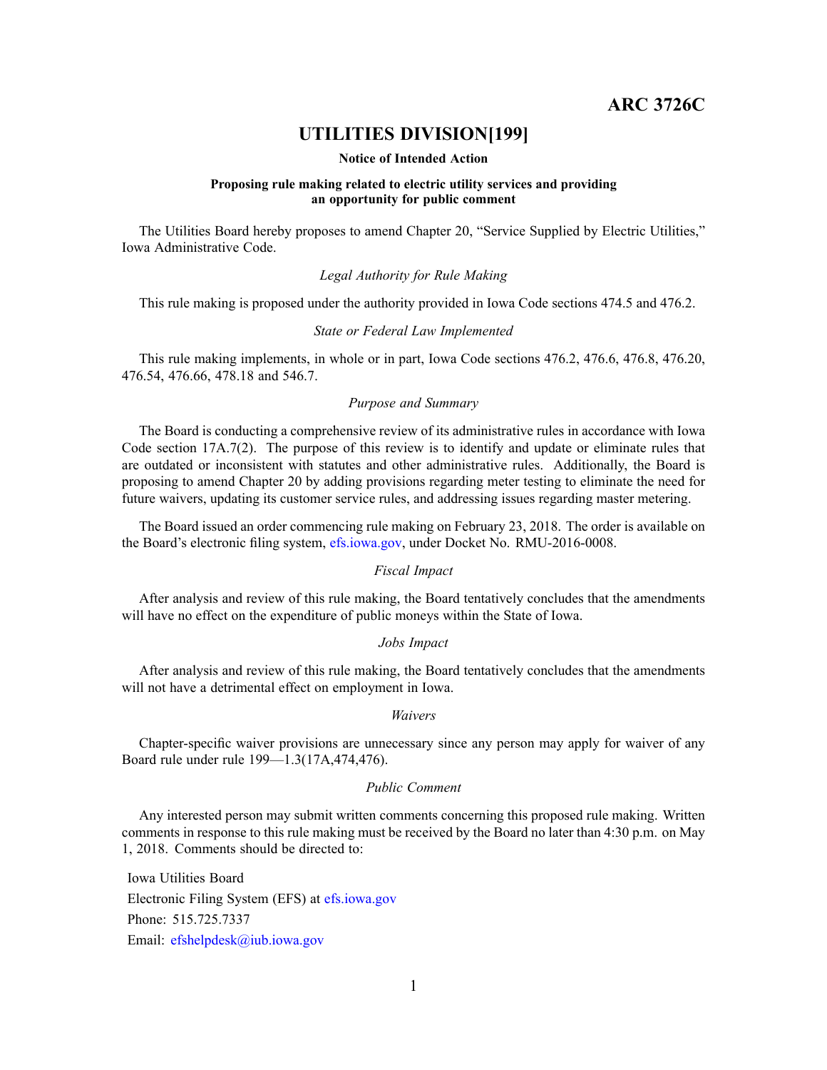# ARC 3726C

## UTILITIES DIVISION[199]

**Notice of Intended Action**

**Proposing rule making related to electric utility services and providing an opportunity for public comment**

The Utilities Board hereby proposes to amend Chapter 20, "Service Supplied by Electric Utilities," Iowa Administrative Code.

*Legal Authority for Rule Making*

This rule making is proposed under the authority provided in Iowa Code sections 474.5 and 476.2.

*State or Federal Law Implemented*

This rule making implements, in whole or in part, Iowa Code sections 476.2, 476.6, 476.8, 476.20, 476.54, 476.66, 478.18 and 546.7.

*Purpose and Summary*

The Board is conducting a comprehensive review of its administrative rules in accordance with Iowa Code section 17A.7(2). The purpose of this review is to identify and update or eliminate rules that are outdated or inconsistent with statutes and other administrative rules. Additionally, the Board is proposing to amend Chapter 20 by adding provisions regarding meter testing to eliminate the need for future waivers, updating its customer service rules, and addressing issues regarding master metering.

The Board issued an order commencing rule making on February 23, 2018. The order is available on the Board's electronic filing system, efs.iowa.gov, under Docket No. RMU-2016-0008.

*Fiscal Impact*

After analysis and review of this rule making, the Board tentatively concludes that the amendments will have no effect on the expenditure of public moneys within the State of Iowa.

*Jobs Impact*

After analysis and review of this rule making, the Board tentatively concludes that the amendments will not have a detrimental effect on employment in Iowa.

*Waivers*

Chapter-specific waiver provisions are unnecessary since any person may apply for waiver of any Board rule under rule 199—1.3(17A,474,476).

*Public Comment*

Any interested person may submit written comments concerning this proposed rule making. Written comments in response to this rule making must be received by the Board no later than 4:30 p.m. on May 1, 2018. Comments should be directed to:

Iowa Utilities Board
Electronic Filing System (EFS) at efs.iowa.gov
Phone: 515.725.7337
Email: efshelpdesk@iub.iowa.gov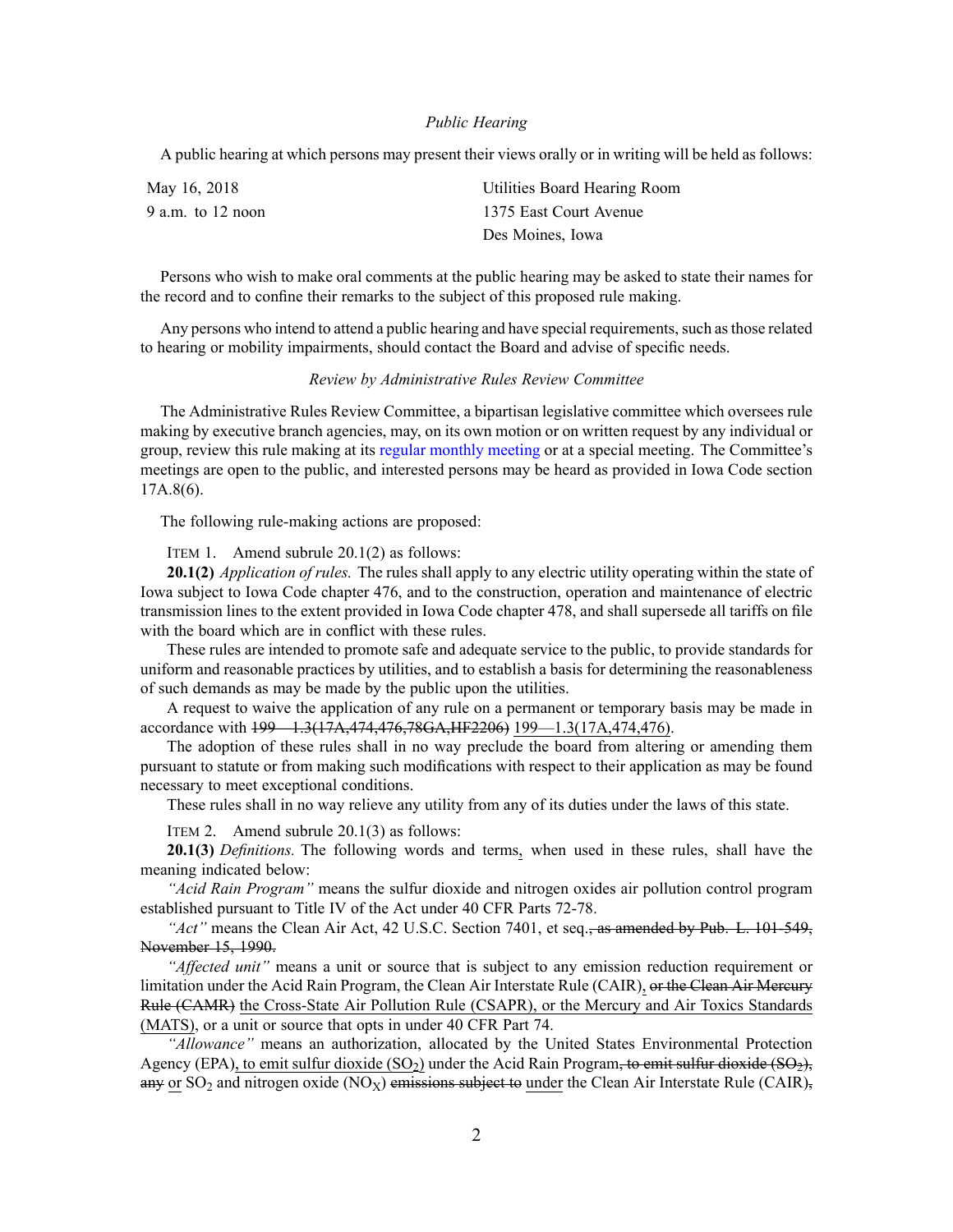*Public Hearing*

A public hearing at which persons may present their views orally or in writing will be held as follows:

| | |
|---|---|
| May 16, 2018 | Utilities Board Hearing Room |
| 9 a.m. to 12 noon | 1375 East Court Avenue |
| | Des Moines, Iowa |

Persons who wish to make oral comments at the public hearing may be asked to state their names for the record and to confine their remarks to the subject of this proposed rule making.

Any persons who intend to attend a public hearing and have special requirements, such as those related to hearing or mobility impairments, should contact the Board and advise of specific needs.

*Review by Administrative Rules Review Committee*

The Administrative Rules Review Committee, a bipartisan legislative committee which oversees rule making by executive branch agencies, may, on its own motion or on written request by any individual or group, review this rule making at its regular monthly meeting or at a special meeting. The Committee's meetings are open to the public, and interested persons may be heard as provided in Iowa Code section 17A.8(6).

The following rule-making actions are proposed:

ITEM 1. Amend subrule 20.1(2) as follows:

**20.1(2)** *Application of rules.* The rules shall apply to any electric utility operating within the state of Iowa subject to Iowa Code chapter 476, and to the construction, operation and maintenance of electric transmission lines to the extent provided in Iowa Code chapter 478, and shall supersede all tariffs on file with the board which are in conflict with these rules.

These rules are intended to promote safe and adequate service to the public, to provide standards for uniform and reasonable practices by utilities, and to establish a basis for determining the reasonableness of such demands as may be made by the public upon the utilities.

A request to waive the application of any rule on a permanent or temporary basis may be made in accordance with ~~199—1.3(17A,474,476,78GA,HF2206)~~ 199—1.3(17A,474,476).

The adoption of these rules shall in no way preclude the board from altering or amending them pursuant to statute or from making such modifications with respect to their application as may be found necessary to meet exceptional conditions.

These rules shall in no way relieve any utility from any of its duties under the laws of this state.

ITEM 2. Amend subrule 20.1(3) as follows:

**20.1(3)** *Definitions.* The following words and terms, when used in these rules, shall have the meaning indicated below:

*"Acid Rain Program"* means the sulfur dioxide and nitrogen oxides air pollution control program established pursuant to Title IV of the Act under 40 CFR Parts 72-78.

*"Act"* means the Clean Air Act, 42 U.S.C. Section 7401, et seq.~~, as amended by Pub. L. 101-549, November 15, 1990.~~

*"Affected unit"* means a unit or source that is subject to any emission reduction requirement or limitation under the Acid Rain Program, the Clean Air Interstate Rule (CAIR), ~~or the Clean Air Mercury Rule (CAMR)~~ the Cross-State Air Pollution Rule (CSAPR), or the Mercury and Air Toxics Standards (MATS), or a unit or source that opts in under 40 CFR Part 74.

*"Allowance"* means an authorization, allocated by the United States Environmental Protection Agency (EPA), to emit sulfur dioxide ($SO_2$) under the Acid Rain Program~~, to emit sulfur dioxide ($SO_2$),~~ ~~any~~ or $SO_2$ and nitrogen oxide ($NO_X$) ~~emissions subject to~~ under the Clean Air Interstate Rule (CAIR)~~,~~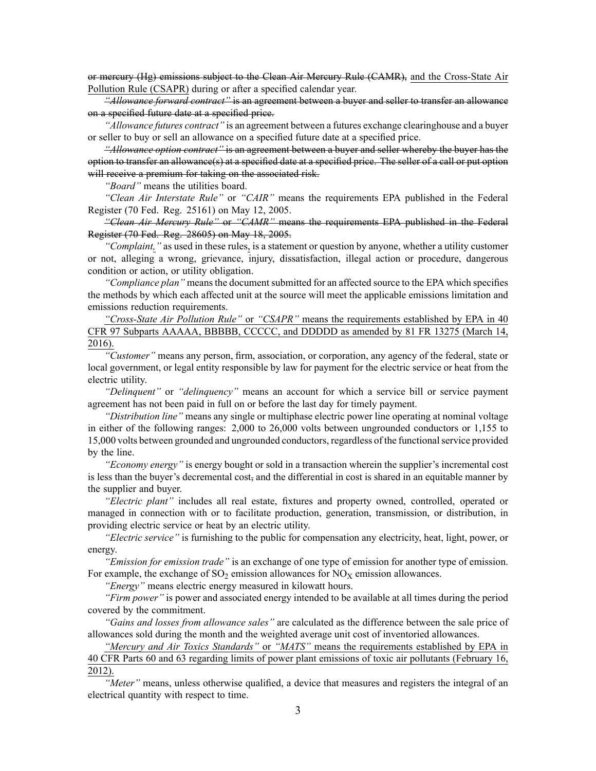~~or mercury (Hg) emissions subject to the Clean Air Mercury Rule (CAMR),~~ <u>and the Cross-State Air Pollution Rule (CSAPR)</u> during or after a specified calendar year.

~~*"Allowance forward contract"* is an agreement between a buyer and seller to transfer an allowance on a specified future date at a specified price.~~

*"Allowance futures contract"* is an agreement between a futures exchange clearinghouse and a buyer or seller to buy or sell an allowance on a specified future date at a specified price.

~~*"Allowance option contract"* is an agreement between a buyer and seller whereby the buyer has the option to transfer an allowance(s) at a specified date at a specified price. The seller of a call or put option will receive a premium for taking on the associated risk.~~

*"Board"* means the utilities board.

*"Clean Air Interstate Rule"* or *"CAIR"* means the requirements EPA published in the Federal Register (70 Fed. Reg. 25161) on May 12, 2005.

~~*"Clean Air Mercury Rule"* or *"CAMR"* means the requirements EPA published in the Federal Register (70 Fed. Reg. 28605) on May 18, 2005.~~

*"Complaint,"* as used in these rules<u>,</u> is a statement or question by anyone, whether a utility customer or not, alleging a wrong, grievance, injury, dissatisfaction, illegal action or procedure, dangerous condition or action, or utility obligation.

*"Compliance plan"* means the document submitted for an affected source to the EPA which specifies the methods by which each affected unit at the source will meet the applicable emissions limitation and emissions reduction requirements.

<u>*"Cross-State Air Pollution Rule"* or *"CSAPR"* means the requirements established by EPA in 40 CFR 97 Subparts AAAAA, BBBBB, CCCCC, and DDDDD as amended by 81 FR 13275 (March 14, 2016).</u>

*"Customer"* means any person, firm, association, or corporation, any agency of the federal, state or local government, or legal entity responsible by law for payment for the electric service or heat from the electric utility.

*"Delinquent"* or *"delinquency"* means an account for which a service bill or service payment agreement has not been paid in full on or before the last day for timely payment.

*"Distribution line"* means any single or multiphase electric power line operating at nominal voltage in either of the following ranges: 2,000 to 26,000 volts between ungrounded conductors or 1,155 to 15,000 volts between grounded and ungrounded conductors, regardless of the functional service provided by the line.

*"Economy energy"* is energy bought or sold in a transaction wherein the supplier's incremental cost is less than the buyer's decremental cost~~,~~ and the differential in cost is shared in an equitable manner by the supplier and buyer.

*"Electric plant"* includes all real estate, fixtures and property owned, controlled, operated or managed in connection with or to facilitate production, generation, transmission, or distribution, in providing electric service or heat by an electric utility.

*"Electric service"* is furnishing to the public for compensation any electricity, heat, light, power, or energy.

*"Emission for emission trade"* is an exchange of one type of emission for another type of emission. For example, the exchange of $SO_2$ emission allowances for $NO_X$ emission allowances.

*"Energy"* means electric energy measured in kilowatt hours.

*"Firm power"* is power and associated energy intended to be available at all times during the period covered by the commitment.

*"Gains and losses from allowance sales"* are calculated as the difference between the sale price of allowances sold during the month and the weighted average unit cost of inventoried allowances.

<u>*"Mercury and Air Toxics Standards"* or *"MATS"* means the requirements established by EPA in 40 CFR Parts 60 and 63 regarding limits of power plant emissions of toxic air pollutants (February 16, 2012).</u>

*"Meter"* means, unless otherwise qualified, a device that measures and registers the integral of an electrical quantity with respect to time.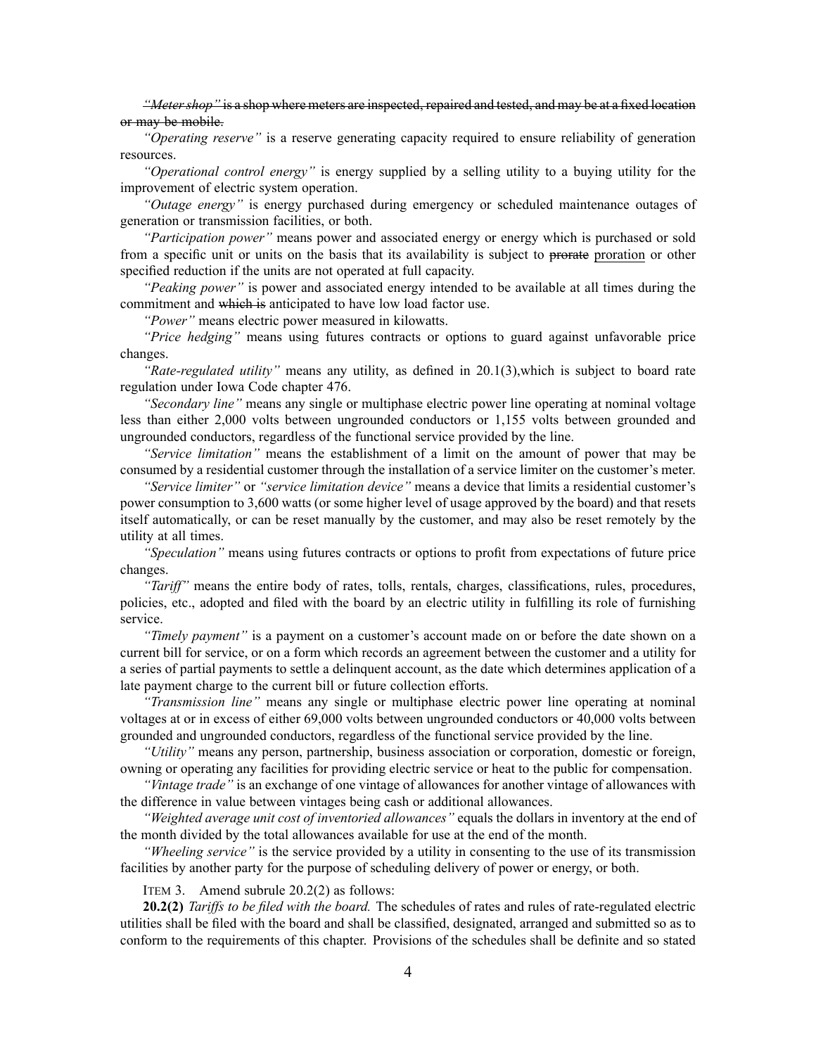~~*"Meter shop"* is a shop where meters are inspected, repaired and tested, and may be at a fixed location or may be mobile.~~

*"Operating reserve"* is a reserve generating capacity required to ensure reliability of generation resources.

*"Operational control energy"* is energy supplied by a selling utility to a buying utility for the improvement of electric system operation.

*"Outage energy"* is energy purchased during emergency or scheduled maintenance outages of generation or transmission facilities, or both.

*"Participation power"* means power and associated energy or energy which is purchased or sold from a specific unit or units on the basis that its availability is subject to ~~prorate~~ <u>proration</u> or other specified reduction if the units are not operated at full capacity.

*"Peaking power"* is power and associated energy intended to be available at all times during the commitment and ~~which is~~ anticipated to have low load factor use.

*"Power"* means electric power measured in kilowatts.

*"Price hedging"* means using futures contracts or options to guard against unfavorable price changes.

*"Rate-regulated utility"* means any utility, as defined in 20.1(3),which is subject to board rate regulation under Iowa Code chapter 476.

*"Secondary line"* means any single or multiphase electric power line operating at nominal voltage less than either 2,000 volts between ungrounded conductors or 1,155 volts between grounded and ungrounded conductors, regardless of the functional service provided by the line.

*"Service limitation"* means the establishment of a limit on the amount of power that may be consumed by a residential customer through the installation of a service limiter on the customer's meter.

*"Service limiter"* or *"service limitation device"* means a device that limits a residential customer's power consumption to 3,600 watts (or some higher level of usage approved by the board) and that resets itself automatically, or can be reset manually by the customer, and may also be reset remotely by the utility at all times.

*"Speculation"* means using futures contracts or options to profit from expectations of future price changes.

*"Tariff"* means the entire body of rates, tolls, rentals, charges, classifications, rules, procedures, policies, etc., adopted and filed with the board by an electric utility in fulfilling its role of furnishing service.

*"Timely payment"* is a payment on a customer's account made on or before the date shown on a current bill for service, or on a form which records an agreement between the customer and a utility for a series of partial payments to settle a delinquent account, as the date which determines application of a late payment charge to the current bill or future collection efforts.

*"Transmission line"* means any single or multiphase electric power line operating at nominal voltages at or in excess of either 69,000 volts between ungrounded conductors or 40,000 volts between grounded and ungrounded conductors, regardless of the functional service provided by the line.

*"Utility"* means any person, partnership, business association or corporation, domestic or foreign, owning or operating any facilities for providing electric service or heat to the public for compensation.

*"Vintage trade"* is an exchange of one vintage of allowances for another vintage of allowances with the difference in value between vintages being cash or additional allowances.

*"Weighted average unit cost of inventoried allowances"* equals the dollars in inventory at the end of the month divided by the total allowances available for use at the end of the month.

*"Wheeling service"* is the service provided by a utility in consenting to the use of its transmission facilities by another party for the purpose of scheduling delivery of power or energy, or both.

ITEM 3. Amend subrule 20.2(2) as follows:

**20.2(2)** *Tariffs to be filed with the board.* The schedules of rates and rules of rate-regulated electric utilities shall be filed with the board and shall be classified, designated, arranged and submitted so as to conform to the requirements of this chapter. Provisions of the schedules shall be definite and so stated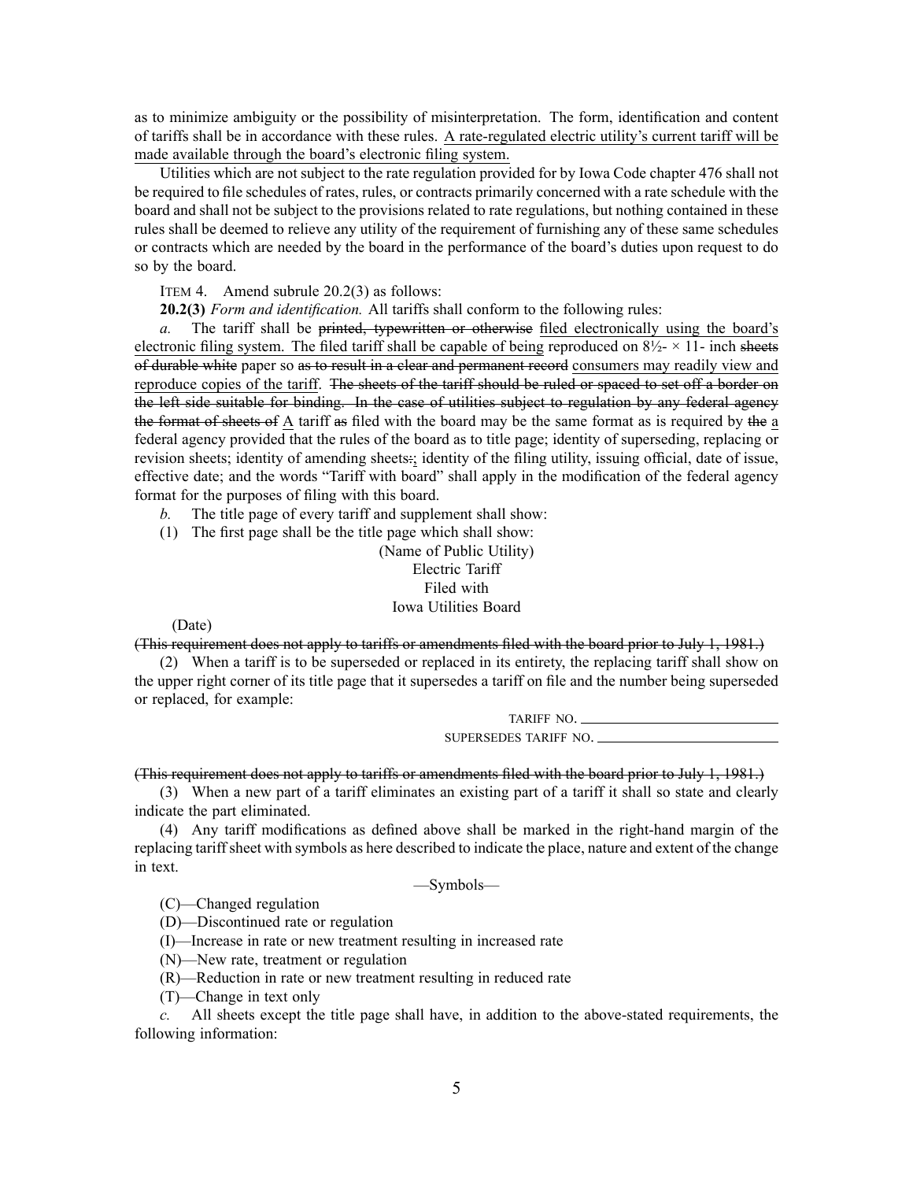as to minimize ambiguity or the possibility of misinterpretation. The form, identification and content of tariffs shall be in accordance with these rules. <u>A rate-regulated electric utility's current tariff will be made available through the board's electronic filing system.</u>

Utilities which are not subject to the rate regulation provided for by Iowa Code chapter 476 shall not be required to file schedules of rates, rules, or contracts primarily concerned with a rate schedule with the board and shall not be subject to the provisions related to rate regulations, but nothing contained in these rules shall be deemed to relieve any utility of the requirement of furnishing any of these same schedules or contracts which are needed by the board in the performance of the board's duties upon request to do so by the board.

ITEM 4. Amend subrule 20.2(3) as follows:

**20.2(3)** *Form and identification.* All tariffs shall conform to the following rules:

*a.* The tariff shall be ~~printed, typewritten or otherwise~~ <u>filed electronically using the board's electronic filing system. The filed tariff shall be capable of being</u> reproduced on 8½- × 11- inch ~~sheets of durable white~~ paper so ~~as to result in a clear and permanent record~~ <u>consumers may readily view and reproduce copies of the tariff</u>. ~~The sheets of the tariff should be ruled or spaced to set off a border on the left side suitable for binding. In the case of utilities subject to regulation by any federal agency the format of sheets of~~ <u>A</u> tariff ~~as~~ filed with the board may be the same format as is required by ~~the~~ <u>a</u> federal agency provided that the rules of the board as to title page; identity of superseding, replacing or revision sheets; identity of amending sheets~~:~~<u>;</u> identity of the filing utility, issuing official, date of issue, effective date; and the words "Tariff with board" shall apply in the modification of the federal agency format for the purposes of filing with this board.

*b.* The title page of every tariff and supplement shall show:

(1) The first page shall be the title page which shall show:

(Name of Public Utility)
Electric Tariff
Filed with
Iowa Utilities Board

(Date)

~~(This requirement does not apply to tariffs or amendments filed with the board prior to July 1, 1981.)~~

(2) When a tariff is to be superseded or replaced in its entirety, the replacing tariff shall show on the upper right corner of its title page that it supersedes a tariff on file and the number being superseded or replaced, for example:

TARIFF NO. ____________________
SUPERSEDES TARIFF NO. ____________________

~~(This requirement does not apply to tariffs or amendments filed with the board prior to July 1, 1981.)~~

(3) When a new part of a tariff eliminates an existing part of a tariff it shall so state and clearly indicate the part eliminated.

(4) Any tariff modifications as defined above shall be marked in the right-hand margin of the replacing tariff sheet with symbols as here described to indicate the place, nature and extent of the change in text.

—Symbols—

(C)—Changed regulation

(D)—Discontinued rate or regulation

(I)—Increase in rate or new treatment resulting in increased rate

(N)—New rate, treatment or regulation

(R)—Reduction in rate or new treatment resulting in reduced rate

(T)—Change in text only

*c.* All sheets except the title page shall have, in addition to the above-stated requirements, the following information: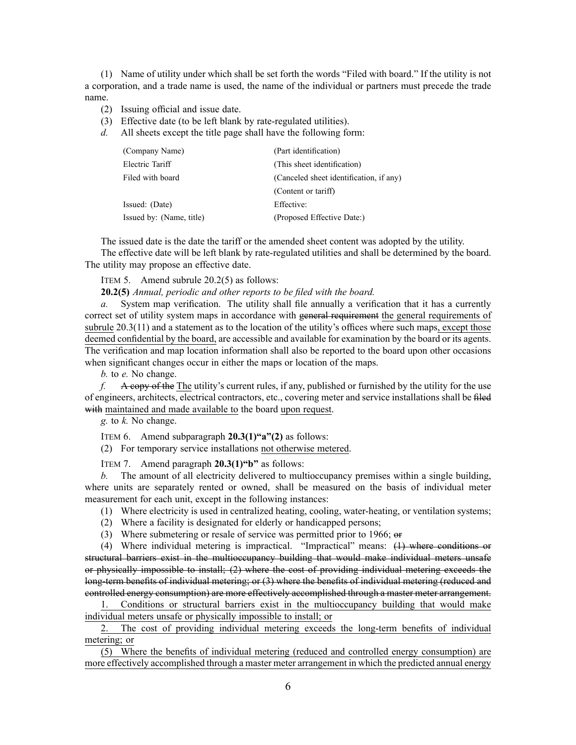(1) Name of utility under which shall be set forth the words "Filed with board." If the utility is not a corporation, and a trade name is used, the name of the individual or partners must precede the trade name.

(2) Issuing official and issue date.

(3) Effective date (to be left blank by rate-regulated utilities).

*d.* All sheets except the title page shall have the following form:

| | |
|---|---|
| (Company Name) | (Part identification) |
| Electric Tariff | (This sheet identification) |
| Filed with board | (Canceled sheet identification, if any) |
| | (Content or tariff) |
| Issued: (Date) | Effective: |
| Issued by: (Name, title) | (Proposed Effective Date:) |

The issued date is the date the tariff or the amended sheet content was adopted by the utility.

The effective date will be left blank by rate-regulated utilities and shall be determined by the board. The utility may propose an effective date.

ITEM 5. Amend subrule 20.2(5) as follows:

**20.2(5)** *Annual, periodic and other reports to be filed with the board.*

*a.* System map verification. The utility shall file annually a verification that it has a currently correct set of utility system maps in accordance with ~~general requirement~~ the general requirements of subrule 20.3(11) and a statement as to the location of the utility's offices where such maps, except those deemed confidential by the board, are accessible and available for examination by the board or its agents. The verification and map location information shall also be reported to the board upon other occasions when significant changes occur in either the maps or location of the maps.

*b.* to *e.* No change.

*f.* ~~A copy of the~~ The utility's current rules, if any, published or furnished by the utility for the use of engineers, architects, electrical contractors, etc., covering meter and service installations shall be ~~filed with~~ maintained and made available to the board upon request.

*g.* to *k.* No change.

ITEM 6. Amend subparagraph **20.3(1)"a"(2)** as follows:

(2) For temporary service installations not otherwise metered.

ITEM 7. Amend paragraph **20.3(1)"b"** as follows:

*b.* The amount of all electricity delivered to multioccupancy premises within a single building, where units are separately rented or owned, shall be measured on the basis of individual meter measurement for each unit, except in the following instances:

(1) Where electricity is used in centralized heating, cooling, water-heating, or ventilation systems;

(2) Where a facility is designated for elderly or handicapped persons;

(3) Where submetering or resale of service was permitted prior to 1966; ~~or~~

(4) Where individual metering is impractical. "Impractical" means: ~~(1) where conditions or structural barriers exist in the multioccupancy building that would make individual meters unsafe or physically impossible to install; (2) where the cost of providing individual metering exceeds the long-term benefits of individual metering; or (3) where the benefits of individual metering (reduced and controlled energy consumption) are more effectively accomplished through a master meter arrangement.~~

1. Conditions or structural barriers exist in the multioccupancy building that would make individual meters unsafe or physically impossible to install; or

2. The cost of providing individual metering exceeds the long-term benefits of individual metering; or

(5) Where the benefits of individual metering (reduced and controlled energy consumption) are more effectively accomplished through a master meter arrangement in which the predicted annual energy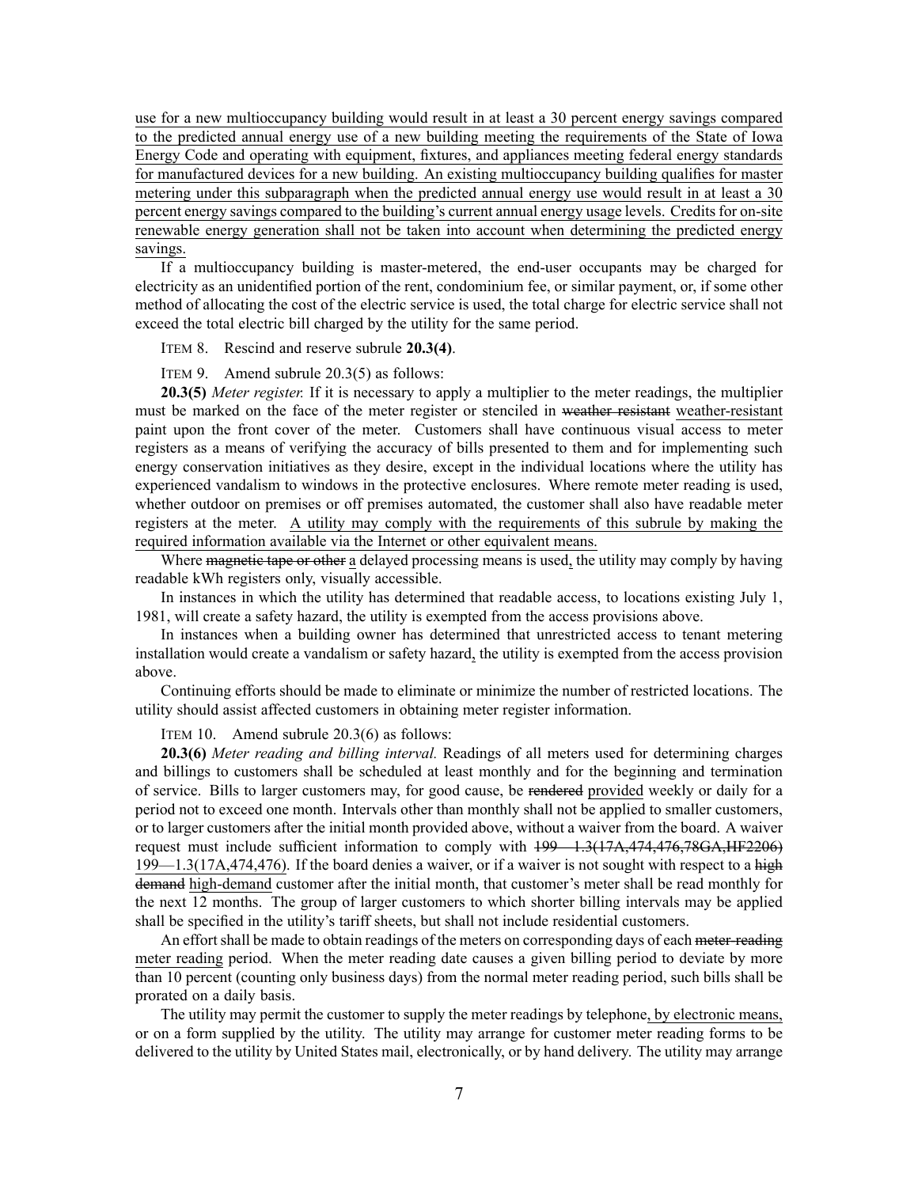use for a new multioccupancy building would result in at least a 30 percent energy savings compared to the predicted annual energy use of a new building meeting the requirements of the State of Iowa Energy Code and operating with equipment, fixtures, and appliances meeting federal energy standards for manufactured devices for a new building. An existing multioccupancy building qualifies for master metering under this subparagraph when the predicted annual energy use would result in at least a 30 percent energy savings compared to the building's current annual energy usage levels. Credits for on-site renewable energy generation shall not be taken into account when determining the predicted energy savings.

If a multioccupancy building is master-metered, the end-user occupants may be charged for electricity as an unidentified portion of the rent, condominium fee, or similar payment, or, if some other method of allocating the cost of the electric service is used, the total charge for electric service shall not exceed the total electric bill charged by the utility for the same period.

ITEM 8. Rescind and reserve subrule **20.3(4)**.

ITEM 9. Amend subrule 20.3(5) as follows:

**20.3(5)** *Meter register.* If it is necessary to apply a multiplier to the meter readings, the multiplier must be marked on the face of the meter register or stenciled in ~~weather resistant~~ weather-resistant paint upon the front cover of the meter. Customers shall have continuous visual access to meter registers as a means of verifying the accuracy of bills presented to them and for implementing such energy conservation initiatives as they desire, except in the individual locations where the utility has experienced vandalism to windows in the protective enclosures. Where remote meter reading is used, whether outdoor on premises or off premises automated, the customer shall also have readable meter registers at the meter. A utility may comply with the requirements of this subrule by making the required information available via the Internet or other equivalent means.

Where ~~magnetic tape or other~~ a delayed processing means is used, the utility may comply by having readable kWh registers only, visually accessible.

In instances in which the utility has determined that readable access, to locations existing July 1, 1981, will create a safety hazard, the utility is exempted from the access provisions above.

In instances when a building owner has determined that unrestricted access to tenant metering installation would create a vandalism or safety hazard, the utility is exempted from the access provision above.

Continuing efforts should be made to eliminate or minimize the number of restricted locations. The utility should assist affected customers in obtaining meter register information.

ITEM 10. Amend subrule 20.3(6) as follows:

**20.3(6)** *Meter reading and billing interval.* Readings of all meters used for determining charges and billings to customers shall be scheduled at least monthly and for the beginning and termination of service. Bills to larger customers may, for good cause, be ~~rendered~~ provided weekly or daily for a period not to exceed one month. Intervals other than monthly shall not be applied to smaller customers, or to larger customers after the initial month provided above, without a waiver from the board. A waiver request must include sufficient information to comply with ~~199—1.3(17A,474,476,78GA,HF2206)~~ 199—1.3(17A,474,476). If the board denies a waiver, or if a waiver is not sought with respect to a ~~high demand~~ high-demand customer after the initial month, that customer's meter shall be read monthly for the next 12 months. The group of larger customers to which shorter billing intervals may be applied shall be specified in the utility's tariff sheets, but shall not include residential customers.

An effort shall be made to obtain readings of the meters on corresponding days of each ~~meter-reading~~ meter reading period. When the meter reading date causes a given billing period to deviate by more than 10 percent (counting only business days) from the normal meter reading period, such bills shall be prorated on a daily basis.

The utility may permit the customer to supply the meter readings by telephone, by electronic means, or on a form supplied by the utility. The utility may arrange for customer meter reading forms to be delivered to the utility by United States mail, electronically, or by hand delivery. The utility may arrange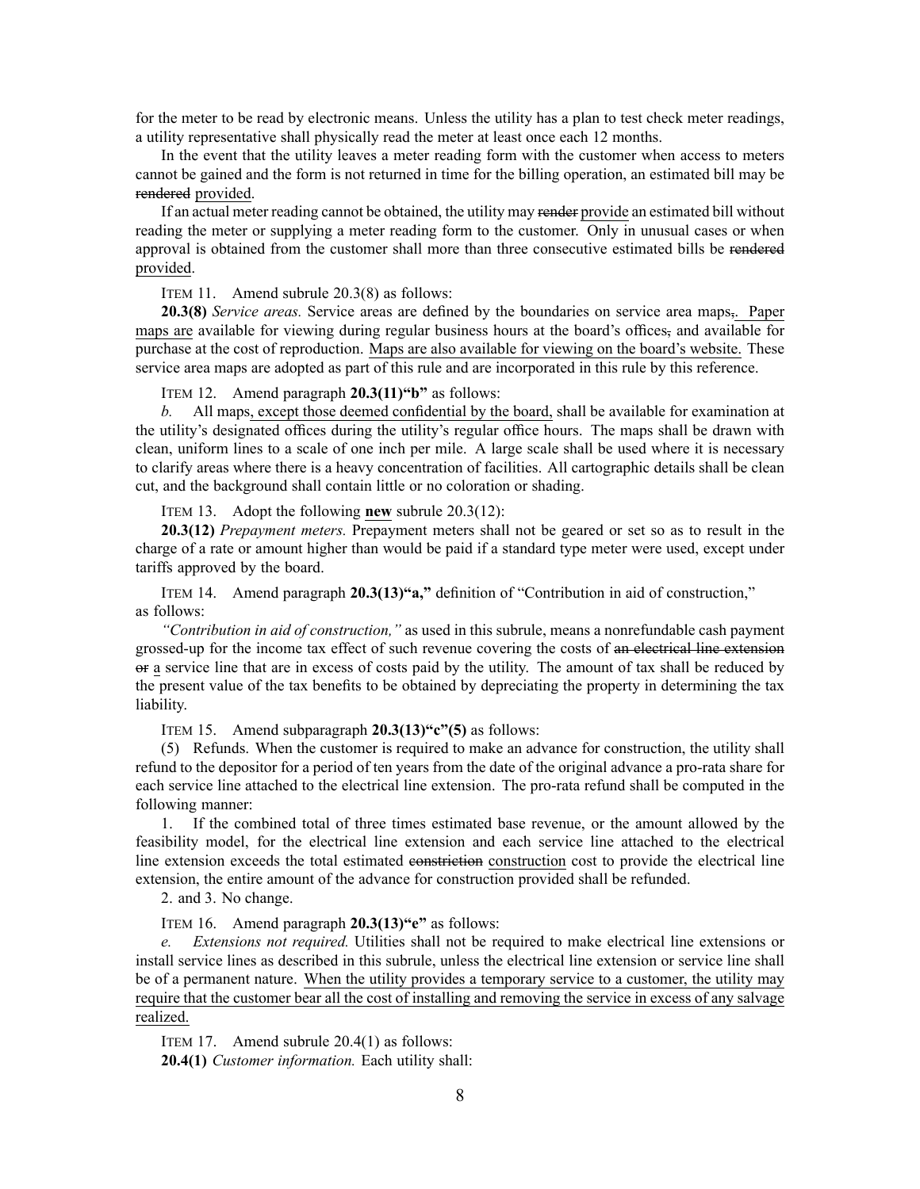for the meter to be read by electronic means. Unless the utility has a plan to test check meter readings, a utility representative shall physically read the meter at least once each 12 months.

In the event that the utility leaves a meter reading form with the customer when access to meters cannot be gained and the form is not returned in time for the billing operation, an estimated bill may be ~~rendered~~ provided.

If an actual meter reading cannot be obtained, the utility may ~~render~~ provide an estimated bill without reading the meter or supplying a meter reading form to the customer. Only in unusual cases or when approval is obtained from the customer shall more than three consecutive estimated bills be ~~rendered~~ provided.

ITEM 11. Amend subrule 20.3(8) as follows:

**20.3(8)** *Service areas.* Service areas are defined by the boundaries on service area maps~~,~~. Paper maps are available for viewing during regular business hours at the board's offices~~,~~ and available for purchase at the cost of reproduction. Maps are also available for viewing on the board's website. These service area maps are adopted as part of this rule and are incorporated in this rule by this reference.

ITEM 12. Amend paragraph **20.3(11)"b"** as follows:

*b.* All maps, except those deemed confidential by the board, shall be available for examination at the utility's designated offices during the utility's regular office hours. The maps shall be drawn with clean, uniform lines to a scale of one inch per mile. A large scale shall be used where it is necessary to clarify areas where there is a heavy concentration of facilities. All cartographic details shall be clean cut, and the background shall contain little or no coloration or shading.

ITEM 13. Adopt the following **new** subrule 20.3(12):

**20.3(12)** *Prepayment meters.* Prepayment meters shall not be geared or set so as to result in the charge of a rate or amount higher than would be paid if a standard type meter were used, except under tariffs approved by the board.

ITEM 14. Amend paragraph **20.3(13)"a,"** definition of "Contribution in aid of construction," as follows:

*"Contribution in aid of construction,"* as used in this subrule, means a nonrefundable cash payment grossed-up for the income tax effect of such revenue covering the costs of ~~an electrical line extension or~~ a service line that are in excess of costs paid by the utility. The amount of tax shall be reduced by the present value of the tax benefits to be obtained by depreciating the property in determining the tax liability.

ITEM 15. Amend subparagraph **20.3(13)"c"(5)** as follows:

(5) Refunds. When the customer is required to make an advance for construction, the utility shall refund to the depositor for a period of ten years from the date of the original advance a pro-rata share for each service line attached to the electrical line extension. The pro-rata refund shall be computed in the following manner:

1. If the combined total of three times estimated base revenue, or the amount allowed by the feasibility model, for the electrical line extension and each service line attached to the electrical line extension exceeds the total estimated ~~constriction~~ construction cost to provide the electrical line extension, the entire amount of the advance for construction provided shall be refunded.

2. and 3. No change.

ITEM 16. Amend paragraph **20.3(13)"e"** as follows:

*e. Extensions not required.* Utilities shall not be required to make electrical line extensions or install service lines as described in this subrule, unless the electrical line extension or service line shall be of a permanent nature. When the utility provides a temporary service to a customer, the utility may require that the customer bear all the cost of installing and removing the service in excess of any salvage realized.

ITEM 17. Amend subrule 20.4(1) as follows:

**20.4(1)** *Customer information.* Each utility shall: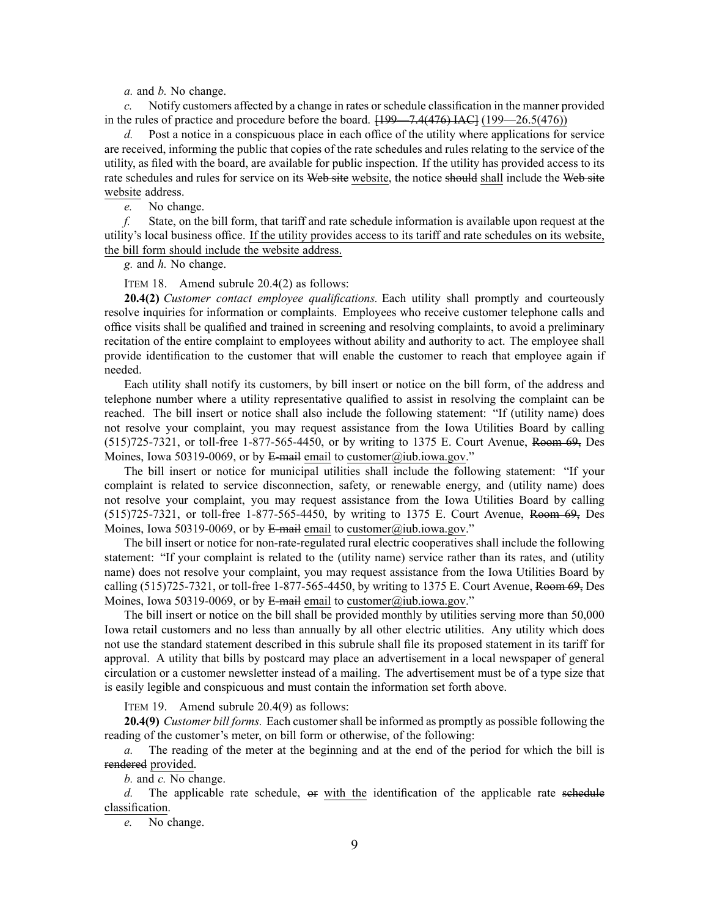*a.* and *b.* No change.

*c.* Notify customers affected by a change in rates or schedule classification in the manner provided in the rules of practice and procedure before the board. ~~[199—7.4(476) IAC]~~ <u>(199—26.5(476))</u>

*d.* Post a notice in a conspicuous place in each office of the utility where applications for service are received, informing the public that copies of the rate schedules and rules relating to the service of the utility, as filed with the board, are available for public inspection. If the utility has provided access to its rate schedules and rules for service on its ~~Web site~~ <u>website</u>, the notice ~~should~~ <u>shall</u> include the ~~Web site~~ <u>website</u> address.

*e.* No change.

*f.* State, on the bill form, that tariff and rate schedule information is available upon request at the utility's local business office. <u>If the utility provides access to its tariff and rate schedules on its website, the bill form should include the website address.</u>

*g.* and *h.* No change.

ITEM 18. Amend subrule 20.4(2) as follows:

**20.4(2)** *Customer contact employee qualifications.* Each utility shall promptly and courteously resolve inquiries for information or complaints. Employees who receive customer telephone calls and office visits shall be qualified and trained in screening and resolving complaints, to avoid a preliminary recitation of the entire complaint to employees without ability and authority to act. The employee shall provide identification to the customer that will enable the customer to reach that employee again if needed.

Each utility shall notify its customers, by bill insert or notice on the bill form, of the address and telephone number where a utility representative qualified to assist in resolving the complaint can be reached. The bill insert or notice shall also include the following statement: "If (utility name) does not resolve your complaint, you may request assistance from the Iowa Utilities Board by calling (515)725-7321, or toll-free 1-877-565-4450, or by writing to 1375 E. Court Avenue, ~~Room 69,~~ Des Moines, Iowa 50319-0069, or by ~~E-mail~~ <u>email</u> to <u>customer@iub.iowa.gov</u>."

The bill insert or notice for municipal utilities shall include the following statement: "If your complaint is related to service disconnection, safety, or renewable energy, and (utility name) does not resolve your complaint, you may request assistance from the Iowa Utilities Board by calling (515)725-7321, or toll-free 1-877-565-4450, by writing to 1375 E. Court Avenue, ~~Room 69,~~ Des Moines, Iowa 50319-0069, or by ~~E-mail~~ <u>email</u> to <u>customer@iub.iowa.gov</u>."

The bill insert or notice for non-rate-regulated rural electric cooperatives shall include the following statement: "If your complaint is related to the (utility name) service rather than its rates, and (utility name) does not resolve your complaint, you may request assistance from the Iowa Utilities Board by calling (515)725-7321, or toll-free 1-877-565-4450, by writing to 1375 E. Court Avenue, ~~Room 69,~~ Des Moines, Iowa 50319-0069, or by ~~E-mail~~ <u>email</u> to <u>customer@iub.iowa.gov</u>."

The bill insert or notice on the bill shall be provided monthly by utilities serving more than 50,000 Iowa retail customers and no less than annually by all other electric utilities. Any utility which does not use the standard statement described in this subrule shall file its proposed statement in its tariff for approval. A utility that bills by postcard may place an advertisement in a local newspaper of general circulation or a customer newsletter instead of a mailing. The advertisement must be of a type size that is easily legible and conspicuous and must contain the information set forth above.

ITEM 19. Amend subrule 20.4(9) as follows:

**20.4(9)** *Customer bill forms.* Each customer shall be informed as promptly as possible following the reading of the customer's meter, on bill form or otherwise, of the following:

*a.* The reading of the meter at the beginning and at the end of the period for which the bill is ~~rendered~~ <u>provided</u>.

*b.* and *c.* No change.

*d.* The applicable rate schedule, ~~or~~ <u>with the</u> identification of the applicable rate ~~schedule~~ <u>classification</u>.

*e.* No change.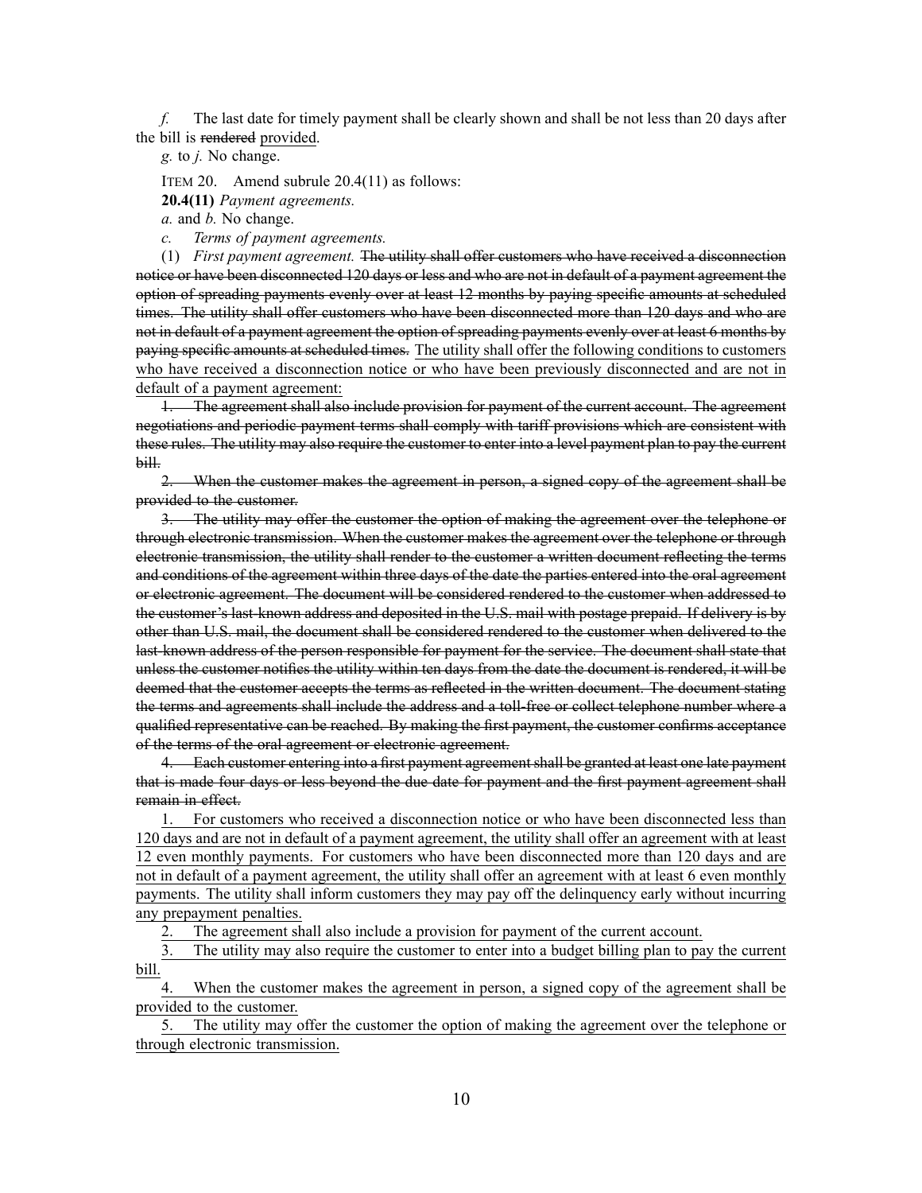*f.* The last date for timely payment shall be clearly shown and shall be not less than 20 days after the bill is ~~rendered~~ <u>provided</u>.

*g.* to *j.* No change.

ITEM 20. Amend subrule 20.4(11) as follows:

**20.4(11)** *Payment agreements.*

*a.* and *b.* No change.

*c.* *Terms of payment agreements.*

(1) *First payment agreement.* ~~The utility shall offer customers who have received a disconnection notice or have been disconnected 120 days or less and who are not in default of a payment agreement the option of spreading payments evenly over at least 12 months by paying specific amounts at scheduled times. The utility shall offer customers who have been disconnected more than 120 days and who are not in default of a payment agreement the option of spreading payments evenly over at least 6 months by paying specific amounts at scheduled times.~~ <u>The utility shall offer the following conditions to customers who have received a disconnection notice or who have been previously disconnected and are not in default of a payment agreement:</u>

~~1. The agreement shall also include provision for payment of the current account. The agreement negotiations and periodic payment terms shall comply with tariff provisions which are consistent with these rules. The utility may also require the customer to enter into a level payment plan to pay the current bill.~~

~~2. When the customer makes the agreement in person, a signed copy of the agreement shall be provided to the customer.~~

~~3. The utility may offer the customer the option of making the agreement over the telephone or through electronic transmission. When the customer makes the agreement over the telephone or through electronic transmission, the utility shall render to the customer a written document reflecting the terms and conditions of the agreement within three days of the date the parties entered into the oral agreement or electronic agreement. The document will be considered rendered to the customer when addressed to the customer's last-known address and deposited in the U.S. mail with postage prepaid. If delivery is by other than U.S. mail, the document shall be considered rendered to the customer when delivered to the last-known address of the person responsible for payment for the service. The document shall state that unless the customer notifies the utility within ten days from the date the document is rendered, it will be deemed that the customer accepts the terms as reflected in the written document. The document stating the terms and agreements shall include the address and a toll-free or collect telephone number where a qualified representative can be reached. By making the first payment, the customer confirms acceptance of the terms of the oral agreement or electronic agreement.~~

~~4. Each customer entering into a first payment agreement shall be granted at least one late payment that is made four days or less beyond the due date for payment and the first payment agreement shall remain in effect.~~

<u>1. For customers who received a disconnection notice or who have been disconnected less than 120 days and are not in default of a payment agreement, the utility shall offer an agreement with at least 12 even monthly payments. For customers who have been disconnected more than 120 days and are not in default of a payment agreement, the utility shall offer an agreement with at least 6 even monthly payments. The utility shall inform customers they may pay off the delinquency early without incurring any prepayment penalties.</u>

<u>2. The agreement shall also include a provision for payment of the current account.</u>

<u>3. The utility may also require the customer to enter into a budget billing plan to pay the current bill.</u>

<u>4. When the customer makes the agreement in person, a signed copy of the agreement shall be provided to the customer.</u>

<u>5. The utility may offer the customer the option of making the agreement over the telephone or through electronic transmission.</u>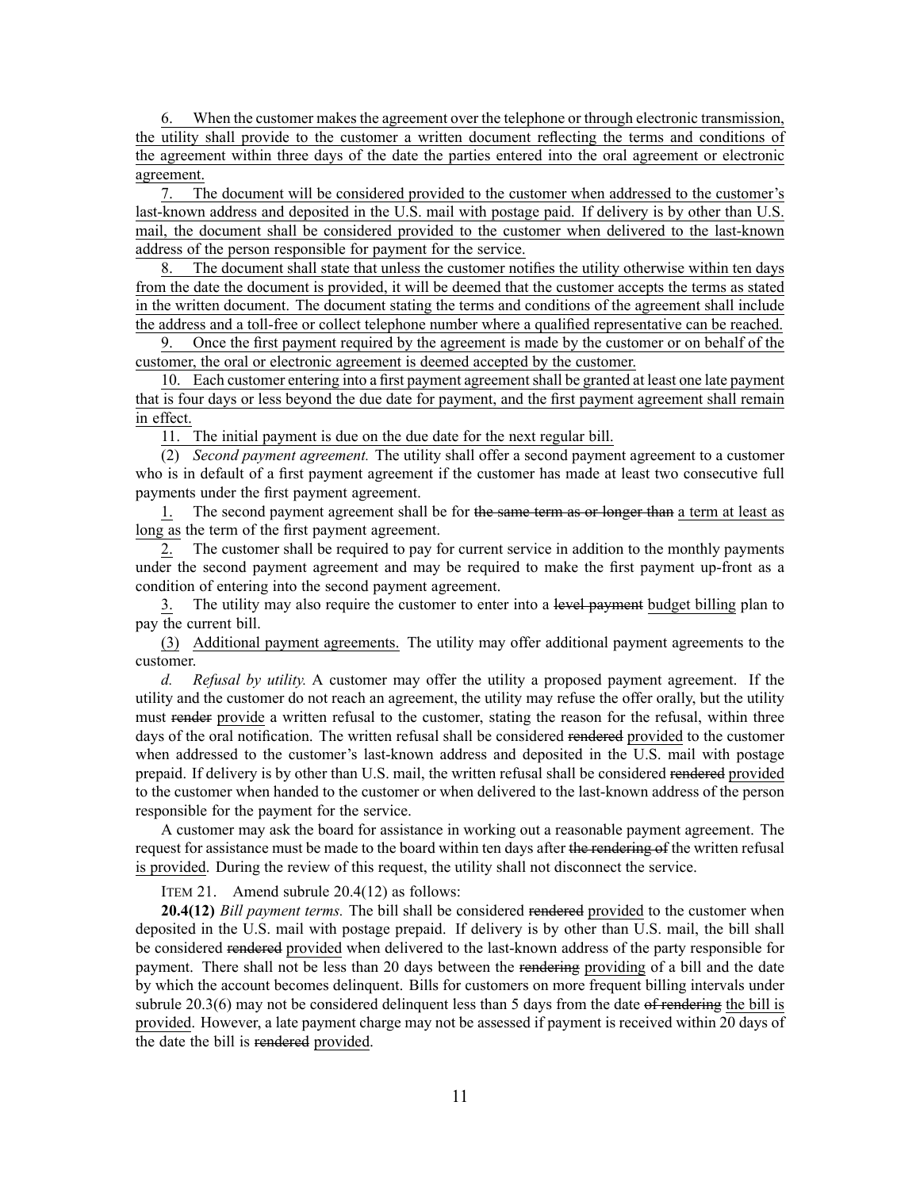6. When the customer makes the agreement over the telephone or through electronic transmission, the utility shall provide to the customer a written document reflecting the terms and conditions of the agreement within three days of the date the parties entered into the oral agreement or electronic agreement.

7. The document will be considered provided to the customer when addressed to the customer's last-known address and deposited in the U.S. mail with postage paid. If delivery is by other than U.S. mail, the document shall be considered provided to the customer when delivered to the last-known address of the person responsible for payment for the service.

8. The document shall state that unless the customer notifies the utility otherwise within ten days from the date the document is provided, it will be deemed that the customer accepts the terms as stated in the written document. The document stating the terms and conditions of the agreement shall include the address and a toll-free or collect telephone number where a qualified representative can be reached.

9. Once the first payment required by the agreement is made by the customer or on behalf of the customer, the oral or electronic agreement is deemed accepted by the customer.

10. Each customer entering into a first payment agreement shall be granted at least one late payment that is four days or less beyond the due date for payment, and the first payment agreement shall remain in effect.

11. The initial payment is due on the due date for the next regular bill.

(2) *Second payment agreement.* The utility shall offer a second payment agreement to a customer who is in default of a first payment agreement if the customer has made at least two consecutive full payments under the first payment agreement.

1. The second payment agreement shall be for ~~the same term as or longer than~~ a term at least as long as the term of the first payment agreement.

2. The customer shall be required to pay for current service in addition to the monthly payments under the second payment agreement and may be required to make the first payment up-front as a condition of entering into the second payment agreement.

3. The utility may also require the customer to enter into a ~~level payment~~ budget billing plan to pay the current bill.

(3) Additional payment agreements. The utility may offer additional payment agreements to the customer.

*d. Refusal by utility.* A customer may offer the utility a proposed payment agreement. If the utility and the customer do not reach an agreement, the utility may refuse the offer orally, but the utility must ~~render~~ provide a written refusal to the customer, stating the reason for the refusal, within three days of the oral notification. The written refusal shall be considered ~~rendered~~ provided to the customer when addressed to the customer's last-known address and deposited in the U.S. mail with postage prepaid. If delivery is by other than U.S. mail, the written refusal shall be considered ~~rendered~~ provided to the customer when handed to the customer or when delivered to the last-known address of the person responsible for the payment for the service.

A customer may ask the board for assistance in working out a reasonable payment agreement. The request for assistance must be made to the board within ten days after ~~the rendering of~~ the written refusal is provided. During the review of this request, the utility shall not disconnect the service.

ITEM 21. Amend subrule 20.4(12) as follows:

**20.4(12)** *Bill payment terms.* The bill shall be considered ~~rendered~~ provided to the customer when deposited in the U.S. mail with postage prepaid. If delivery is by other than U.S. mail, the bill shall be considered ~~rendered~~ provided when delivered to the last-known address of the party responsible for payment. There shall not be less than 20 days between the ~~rendering~~ providing of a bill and the date by which the account becomes delinquent. Bills for customers on more frequent billing intervals under subrule 20.3(6) may not be considered delinquent less than 5 days from the date ~~of rendering~~ the bill is provided. However, a late payment charge may not be assessed if payment is received within 20 days of the date the bill is ~~rendered~~ provided.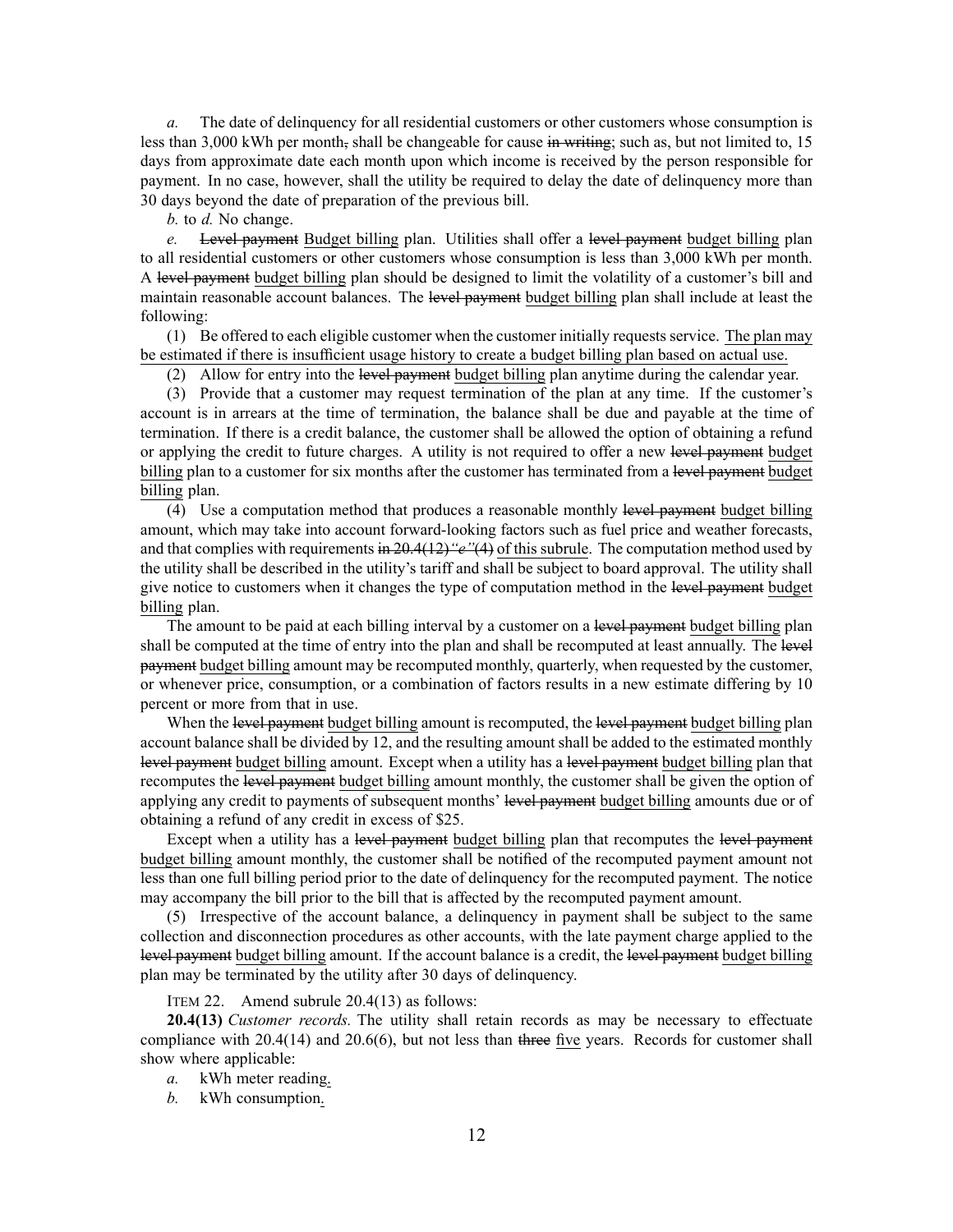*a.* The date of delinquency for all residential customers or other customers whose consumption is less than 3,000 kWh per month~~,~~ shall be changeable for cause ~~in writing~~; such as, but not limited to, 15 days from approximate date each month upon which income is received by the person responsible for payment. In no case, however, shall the utility be required to delay the date of delinquency more than 30 days beyond the date of preparation of the previous bill.

*b.* to *d.* No change.

*e.* ~~Level payment~~ <u>Budget billing</u> plan. Utilities shall offer a ~~level payment~~ <u>budget billing</u> plan to all residential customers or other customers whose consumption is less than 3,000 kWh per month. A ~~level payment~~ <u>budget billing</u> plan should be designed to limit the volatility of a customer's bill and maintain reasonable account balances. The ~~level payment~~ <u>budget billing</u> plan shall include at least the following:

(1) Be offered to each eligible customer when the customer initially requests service. <u>The plan may be estimated if there is insufficient usage history to create a budget billing plan based on actual use.</u>

(2) Allow for entry into the ~~level payment~~ <u>budget billing</u> plan anytime during the calendar year.

(3) Provide that a customer may request termination of the plan at any time. If the customer's account is in arrears at the time of termination, the balance shall be due and payable at the time of termination. If there is a credit balance, the customer shall be allowed the option of obtaining a refund or applying the credit to future charges. A utility is not required to offer a new ~~level payment~~ <u>budget billing</u> plan to a customer for six months after the customer has terminated from a ~~level payment~~ <u>budget billing</u> plan.

(4) Use a computation method that produces a reasonable monthly ~~level payment~~ <u>budget billing</u> amount, which may take into account forward-looking factors such as fuel price and weather forecasts, and that complies with requirements ~~in 20.4(12)"e"~~(4) <u>of this subrule</u>. The computation method used by the utility shall be described in the utility's tariff and shall be subject to board approval. The utility shall give notice to customers when it changes the type of computation method in the ~~level payment~~ <u>budget billing</u> plan.

The amount to be paid at each billing interval by a customer on a ~~level payment~~ <u>budget billing</u> plan shall be computed at the time of entry into the plan and shall be recomputed at least annually. The ~~level payment~~ <u>budget billing</u> amount may be recomputed monthly, quarterly, when requested by the customer, or whenever price, consumption, or a combination of factors results in a new estimate differing by 10 percent or more from that in use.

When the ~~level payment~~ <u>budget billing</u> amount is recomputed, the ~~level payment~~ <u>budget billing</u> plan account balance shall be divided by 12, and the resulting amount shall be added to the estimated monthly ~~level payment~~ <u>budget billing</u> amount. Except when a utility has a ~~level payment~~ <u>budget billing</u> plan that recomputes the ~~level payment~~ <u>budget billing</u> amount monthly, the customer shall be given the option of applying any credit to payments of subsequent months' ~~level payment~~ <u>budget billing</u> amounts due or of obtaining a refund of any credit in excess of $25.

Except when a utility has a ~~level payment~~ <u>budget billing</u> plan that recomputes the ~~level payment~~ <u>budget billing</u> amount monthly, the customer shall be notified of the recomputed payment amount not less than one full billing period prior to the date of delinquency for the recomputed payment. The notice may accompany the bill prior to the bill that is affected by the recomputed payment amount.

(5) Irrespective of the account balance, a delinquency in payment shall be subject to the same collection and disconnection procedures as other accounts, with the late payment charge applied to the ~~level payment~~ <u>budget billing</u> amount. If the account balance is a credit, the ~~level payment~~ <u>budget billing</u> plan may be terminated by the utility after 30 days of delinquency.

ITEM 22. Amend subrule 20.4(13) as follows:

**20.4(13)** *Customer records.* The utility shall retain records as may be necessary to effectuate compliance with 20.4(14) and 20.6(6), but not less than ~~three~~ <u>five</u> years. Records for customer shall show where applicable:

*a.* kWh meter reading<u>.</u>

*b.* kWh consumption<u>.</u>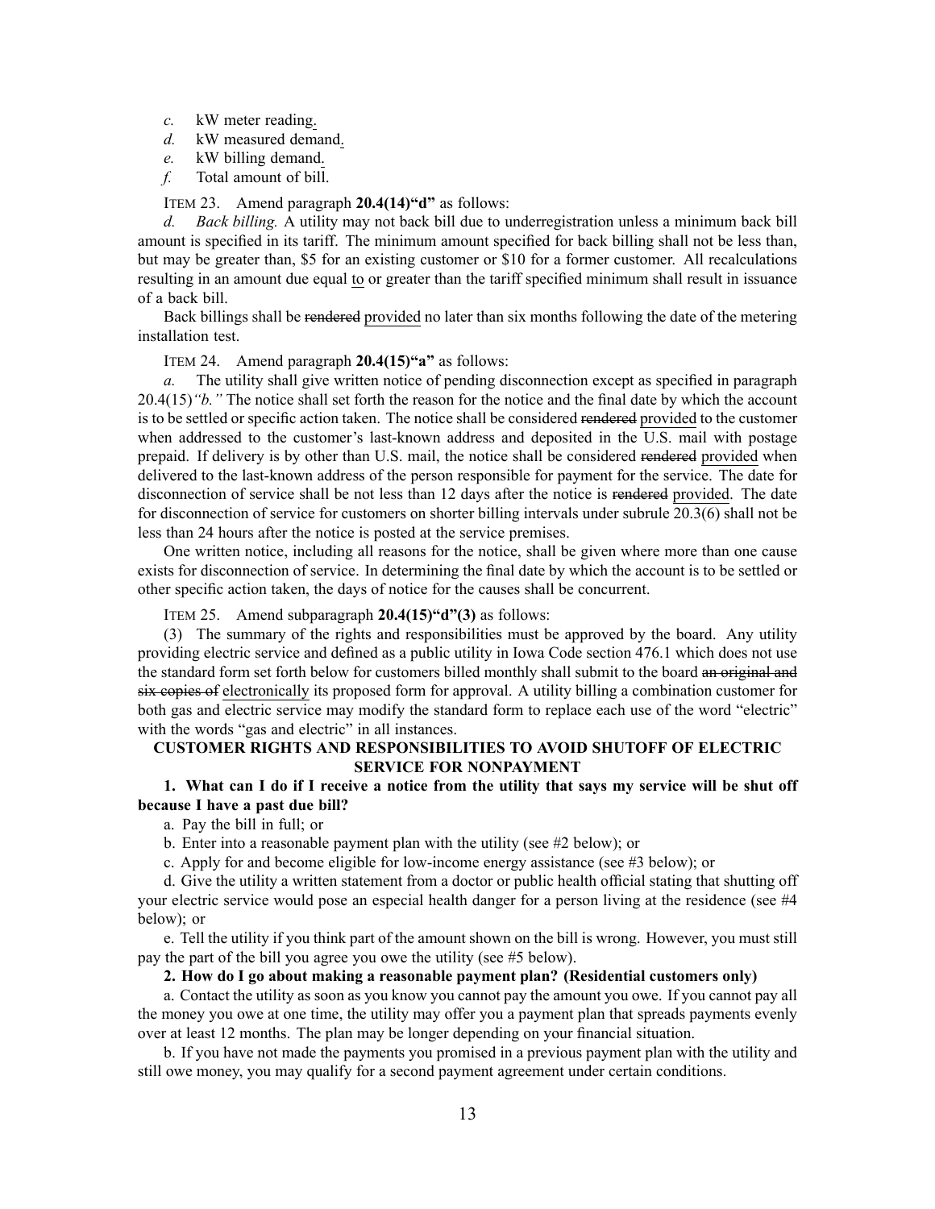*c.* kW meter reading<u>.</u>

*d.* kW measured demand<u>.</u>

*e.* kW billing demand<u>.</u>

*f.* Total amount of bill.

ITEM 23. Amend paragraph **20.4(14)"d"** as follows:

*d. Back billing.* A utility may not back bill due to underregistration unless a minimum back bill amount is specified in its tariff. The minimum amount specified for back billing shall not be less than, but may be greater than, $5 for an existing customer or $10 for a former customer. All recalculations resulting in an amount due equal <u>to</u> or greater than the tariff specified minimum shall result in issuance of a back bill.

Back billings shall be ~~rendered~~ <u>provided</u> no later than six months following the date of the metering installation test.

ITEM 24. Amend paragraph **20.4(15)"a"** as follows:

*a.* The utility shall give written notice of pending disconnection except as specified in paragraph 20.4(15)*"b."* The notice shall set forth the reason for the notice and the final date by which the account is to be settled or specific action taken. The notice shall be considered ~~rendered~~ <u>provided</u> to the customer when addressed to the customer's last-known address and deposited in the U.S. mail with postage prepaid. If delivery is by other than U.S. mail, the notice shall be considered ~~rendered~~ <u>provided</u> when delivered to the last-known address of the person responsible for payment for the service. The date for disconnection of service shall be not less than 12 days after the notice is ~~rendered~~ <u>provided</u>. The date for disconnection of service for customers on shorter billing intervals under subrule 20.3(6) shall not be less than 24 hours after the notice is posted at the service premises.

One written notice, including all reasons for the notice, shall be given where more than one cause exists for disconnection of service. In determining the final date by which the account is to be settled or other specific action taken, the days of notice for the causes shall be concurrent.

ITEM 25. Amend subparagraph **20.4(15)"d"(3)** as follows:

(3) The summary of the rights and responsibilities must be approved by the board. Any utility providing electric service and defined as a public utility in Iowa Code section 476.1 which does not use the standard form set forth below for customers billed monthly shall submit to the board ~~an original and six copies of~~ <u>electronically</u> its proposed form for approval. A utility billing a combination customer for both gas and electric service may modify the standard form to replace each use of the word "electric" with the words "gas and electric" in all instances.

**CUSTOMER RIGHTS AND RESPONSIBILITIES TO AVOID SHUTOFF OF ELECTRIC SERVICE FOR NONPAYMENT**

**1. What can I do if I receive a notice from the utility that says my service will be shut off because I have a past due bill?**

a. Pay the bill in full; or

b. Enter into a reasonable payment plan with the utility (see #2 below); or

c. Apply for and become eligible for low-income energy assistance (see #3 below); or

d. Give the utility a written statement from a doctor or public health official stating that shutting off your electric service would pose an especial health danger for a person living at the residence (see #4 below); or

e. Tell the utility if you think part of the amount shown on the bill is wrong. However, you must still pay the part of the bill you agree you owe the utility (see #5 below).

**2. How do I go about making a reasonable payment plan? (Residential customers only)**

a. Contact the utility as soon as you know you cannot pay the amount you owe. If you cannot pay all the money you owe at one time, the utility may offer you a payment plan that spreads payments evenly over at least 12 months. The plan may be longer depending on your financial situation.

b. If you have not made the payments you promised in a previous payment plan with the utility and still owe money, you may qualify for a second payment agreement under certain conditions.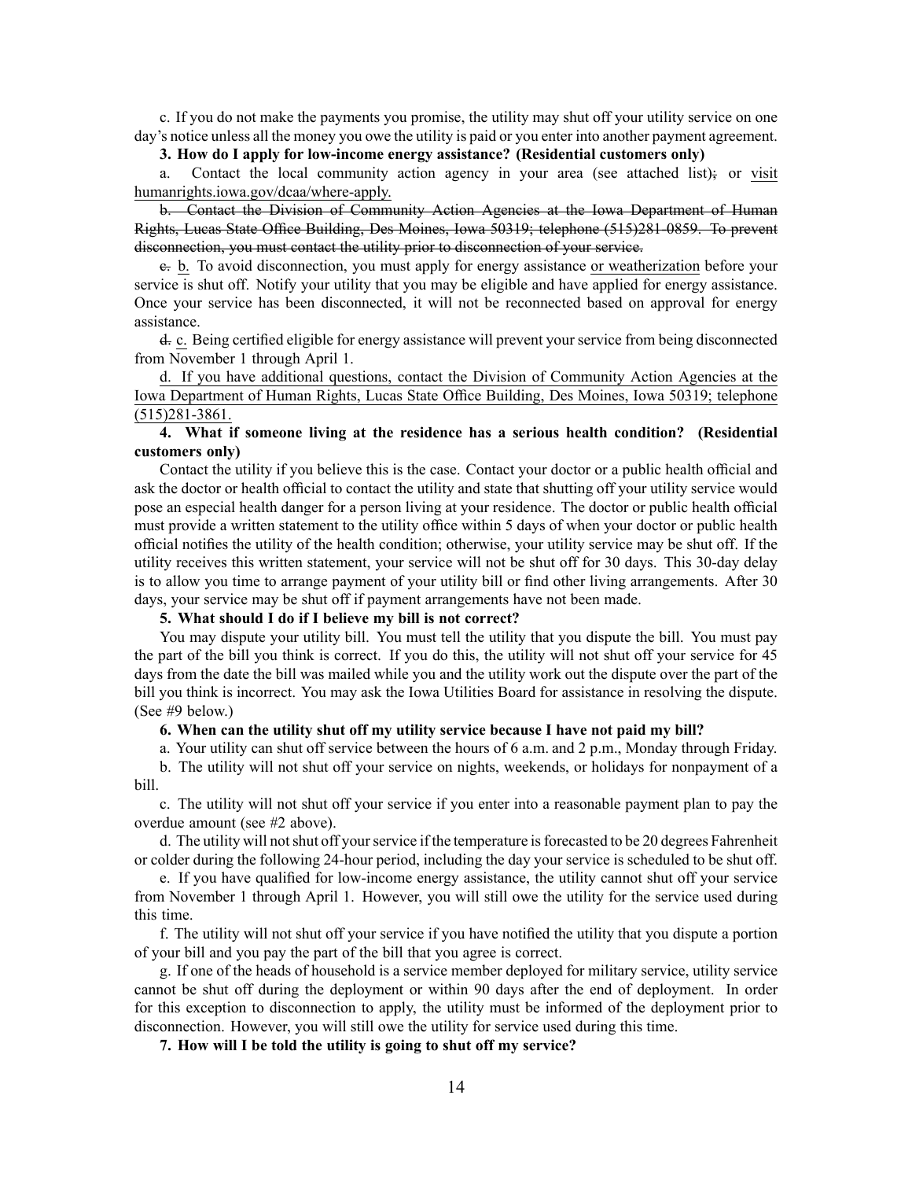c. If you do not make the payments you promise, the utility may shut off your utility service on one day's notice unless all the money you owe the utility is paid or you enter into another payment agreement.

**3. How do I apply for low-income energy assistance? (Residential customers only)**

a. Contact the local community action agency in your area (see attached list); or <u>visit humanrights.iowa.gov/dcaa/where-apply.</u>

~~b. Contact the Division of Community Action Agencies at the Iowa Department of Human Rights, Lucas State Office Building, Des Moines, Iowa 50319; telephone (515)281-0859. To prevent disconnection, you must contact the utility prior to disconnection of your service.~~

~~c.~~ <u>b.</u> To avoid disconnection, you must apply for energy assistance <u>or weatherization</u> before your service is shut off. Notify your utility that you may be eligible and have applied for energy assistance. Once your service has been disconnected, it will not be reconnected based on approval for energy assistance.

~~d.~~ <u>c.</u> Being certified eligible for energy assistance will prevent your service from being disconnected from November 1 through April 1.

<u>d. If you have additional questions, contact the Division of Community Action Agencies at the Iowa Department of Human Rights, Lucas State Office Building, Des Moines, Iowa 50319; telephone (515)281-3861.</u>

**4. What if someone living at the residence has a serious health condition? (Residential customers only)**

Contact the utility if you believe this is the case. Contact your doctor or a public health official and ask the doctor or health official to contact the utility and state that shutting off your utility service would pose an especial health danger for a person living at your residence. The doctor or public health official must provide a written statement to the utility office within 5 days of when your doctor or public health official notifies the utility of the health condition; otherwise, your utility service may be shut off. If the utility receives this written statement, your service will not be shut off for 30 days. This 30-day delay is to allow you time to arrange payment of your utility bill or find other living arrangements. After 30 days, your service may be shut off if payment arrangements have not been made.

**5. What should I do if I believe my bill is not correct?**

You may dispute your utility bill. You must tell the utility that you dispute the bill. You must pay the part of the bill you think is correct. If you do this, the utility will not shut off your service for 45 days from the date the bill was mailed while you and the utility work out the dispute over the part of the bill you think is incorrect. You may ask the Iowa Utilities Board for assistance in resolving the dispute. (See #9 below.)

**6. When can the utility shut off my utility service because I have not paid my bill?**

a. Your utility can shut off service between the hours of 6 a.m. and 2 p.m., Monday through Friday.

b. The utility will not shut off your service on nights, weekends, or holidays for nonpayment of a bill.

c. The utility will not shut off your service if you enter into a reasonable payment plan to pay the overdue amount (see #2 above).

d. The utility will not shut off your service if the temperature is forecasted to be 20 degrees Fahrenheit or colder during the following 24-hour period, including the day your service is scheduled to be shut off.

e. If you have qualified for low-income energy assistance, the utility cannot shut off your service from November 1 through April 1. However, you will still owe the utility for the service used during this time.

f. The utility will not shut off your service if you have notified the utility that you dispute a portion of your bill and you pay the part of the bill that you agree is correct.

g. If one of the heads of household is a service member deployed for military service, utility service cannot be shut off during the deployment or within 90 days after the end of deployment. In order for this exception to disconnection to apply, the utility must be informed of the deployment prior to disconnection. However, you will still owe the utility for service used during this time.

**7. How will I be told the utility is going to shut off my service?**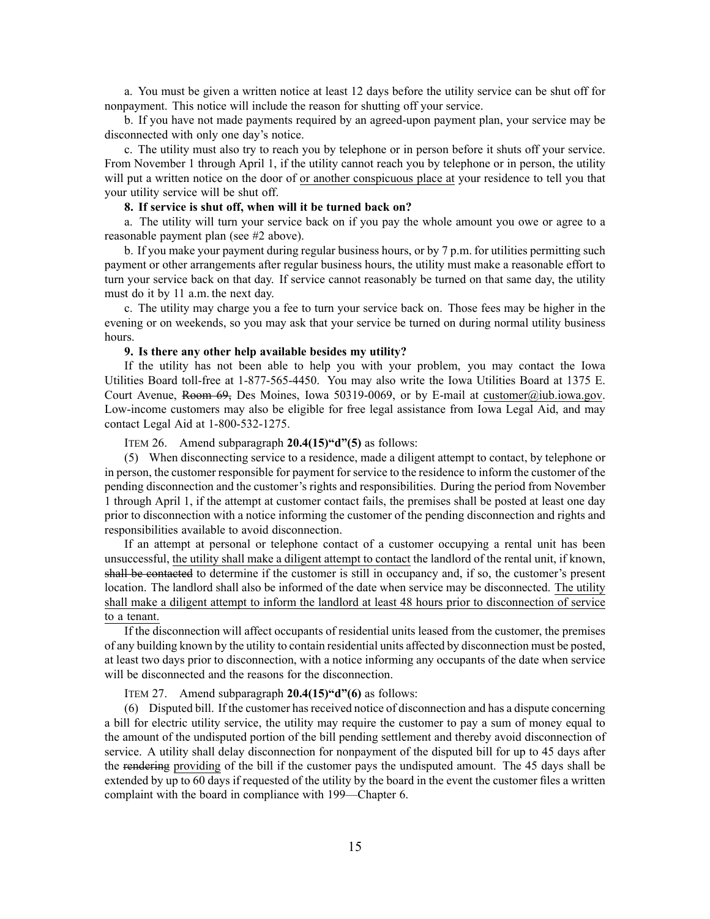a. You must be given a written notice at least 12 days before the utility service can be shut off for nonpayment. This notice will include the reason for shutting off your service.

b. If you have not made payments required by an agreed-upon payment plan, your service may be disconnected with only one day's notice.

c. The utility must also try to reach you by telephone or in person before it shuts off your service. From November 1 through April 1, if the utility cannot reach you by telephone or in person, the utility will put a written notice on the door of <u>or another conspicuous place at</u> your residence to tell you that your utility service will be shut off.

**8. If service is shut off, when will it be turned back on?**

a. The utility will turn your service back on if you pay the whole amount you owe or agree to a reasonable payment plan (see #2 above).

b. If you make your payment during regular business hours, or by 7 p.m. for utilities permitting such payment or other arrangements after regular business hours, the utility must make a reasonable effort to turn your service back on that day. If service cannot reasonably be turned on that same day, the utility must do it by 11 a.m. the next day.

c. The utility may charge you a fee to turn your service back on. Those fees may be higher in the evening or on weekends, so you may ask that your service be turned on during normal utility business hours.

**9. Is there any other help available besides my utility?**

If the utility has not been able to help you with your problem, you may contact the Iowa Utilities Board toll-free at 1-877-565-4450. You may also write the Iowa Utilities Board at 1375 E. Court Avenue, ~~Room 69,~~ Des Moines, Iowa 50319-0069, or by E-mail at <u>customer@iub.iowa.gov</u>. Low-income customers may also be eligible for free legal assistance from Iowa Legal Aid, and may contact Legal Aid at 1-800-532-1275.

ITEM 26. Amend subparagraph **20.4(15)"d"(5)** as follows:

(5) When disconnecting service to a residence, made a diligent attempt to contact, by telephone or in person, the customer responsible for payment for service to the residence to inform the customer of the pending disconnection and the customer's rights and responsibilities. During the period from November 1 through April 1, if the attempt at customer contact fails, the premises shall be posted at least one day prior to disconnection with a notice informing the customer of the pending disconnection and rights and responsibilities available to avoid disconnection.

If an attempt at personal or telephone contact of a customer occupying a rental unit has been unsuccessful, <u>the utility shall make a diligent attempt to contact</u> the landlord of the rental unit, if known, ~~shall be contacted~~ to determine if the customer is still in occupancy and, if so, the customer's present location. The landlord shall also be informed of the date when service may be disconnected. <u>The utility shall make a diligent attempt to inform the landlord at least 48 hours prior to disconnection of service to a tenant.</u>

If the disconnection will affect occupants of residential units leased from the customer, the premises of any building known by the utility to contain residential units affected by disconnection must be posted, at least two days prior to disconnection, with a notice informing any occupants of the date when service will be disconnected and the reasons for the disconnection.

ITEM 27. Amend subparagraph **20.4(15)"d"(6)** as follows:

(6) Disputed bill. If the customer has received notice of disconnection and has a dispute concerning a bill for electric utility service, the utility may require the customer to pay a sum of money equal to the amount of the undisputed portion of the bill pending settlement and thereby avoid disconnection of service. A utility shall delay disconnection for nonpayment of the disputed bill for up to 45 days after the ~~rendering~~ <u>providing</u> of the bill if the customer pays the undisputed amount. The 45 days shall be extended by up to 60 days if requested of the utility by the board in the event the customer files a written complaint with the board in compliance with 199—Chapter 6.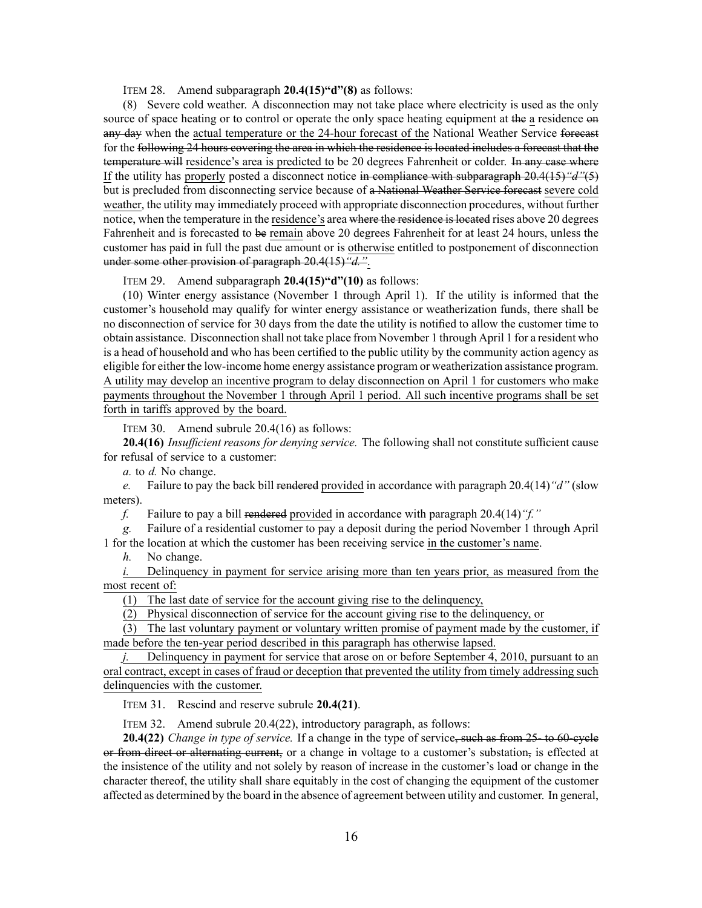ITEM 28. Amend subparagraph **20.4(15)"d"(8)** as follows:

(8) Severe cold weather. A disconnection may not take place where electricity is used as the only source of space heating or to control or operate the only space heating equipment at ~~the~~ <u>a</u> residence ~~on any day~~ when the <u>actual temperature or the 24-hour forecast of the</u> National Weather Service ~~forecast~~ for the ~~following 24 hours covering the area in which the residence is located includes a forecast that the temperature will~~ <u>residence's area is predicted to</u> be 20 degrees Fahrenheit or colder. ~~In any case where~~ <u>If</u> the utility has <u>properly</u> posted a disconnect notice ~~in compliance with subparagraph 20.4(15)*"d"*(5)~~ but is precluded from disconnecting service because of ~~a National Weather Service forecast~~ <u>severe cold weather</u>, the utility may immediately proceed with appropriate disconnection procedures, without further notice, when the temperature in the <u>residence's</u> area ~~where the residence is located~~ rises above 20 degrees Fahrenheit and is forecasted to ~~be~~ <u>remain</u> above 20 degrees Fahrenheit for at least 24 hours, unless the customer has paid in full the past due amount or is <u>otherwise</u> entitled to postponement of disconnection ~~under some other provision of paragraph 20.4(15)*"d."*~~.

ITEM 29. Amend subparagraph **20.4(15)"d"(10)** as follows:

(10) Winter energy assistance (November 1 through April 1). If the utility is informed that the customer's household may qualify for winter energy assistance or weatherization funds, there shall be no disconnection of service for 30 days from the date the utility is notified to allow the customer time to obtain assistance. Disconnection shall not take place from November 1 through April 1 for a resident who is a head of household and who has been certified to the public utility by the community action agency as eligible for either the low-income home energy assistance program or weatherization assistance program. <u>A utility may develop an incentive program to delay disconnection on April 1 for customers who make payments throughout the November 1 through April 1 period. All such incentive programs shall be set forth in tariffs approved by the board.</u>

ITEM 30. Amend subrule 20.4(16) as follows:

**20.4(16)** *Insufficient reasons for denying service.* The following shall not constitute sufficient cause for refusal of service to a customer:

*a.* to *d.* No change.

*e.* Failure to pay the back bill ~~rendered~~ <u>provided</u> in accordance with paragraph 20.4(14)*"d"* (slow meters).

*f.* Failure to pay a bill ~~rendered~~ <u>provided</u> in accordance with paragraph 20.4(14)*"f."*

*g.* Failure of a residential customer to pay a deposit during the period November 1 through April 1 for the location at which the customer has been receiving service <u>in the customer's name</u>.

*h.* No change.

<u>*i.* Delinquency in payment for service arising more than ten years prior, as measured from the most recent of:</u>

<u>(1) The last date of service for the account giving rise to the delinquency,</u>

<u>(2) Physical disconnection of service for the account giving rise to the delinquency, or</u>

<u>(3) The last voluntary payment or voluntary written promise of payment made by the customer, if made before the ten-year period described in this paragraph has otherwise lapsed.</u>

<u>*j.* Delinquency in payment for service that arose on or before September 4, 2010, pursuant to an oral contract, except in cases of fraud or deception that prevented the utility from timely addressing such delinquencies with the customer.</u>

ITEM 31. Rescind and reserve subrule **20.4(21)**.

ITEM 32. Amend subrule 20.4(22), introductory paragraph, as follows:

**20.4(22)** *Change in type of service.* If a change in the type of service~~, such as from 25- to 60-cycle or from direct or alternating current,~~ or a change in voltage to a customer's substation~~,~~ is effected at the insistence of the utility and not solely by reason of increase in the customer's load or change in the character thereof, the utility shall share equitably in the cost of changing the equipment of the customer affected as determined by the board in the absence of agreement between utility and customer. In general,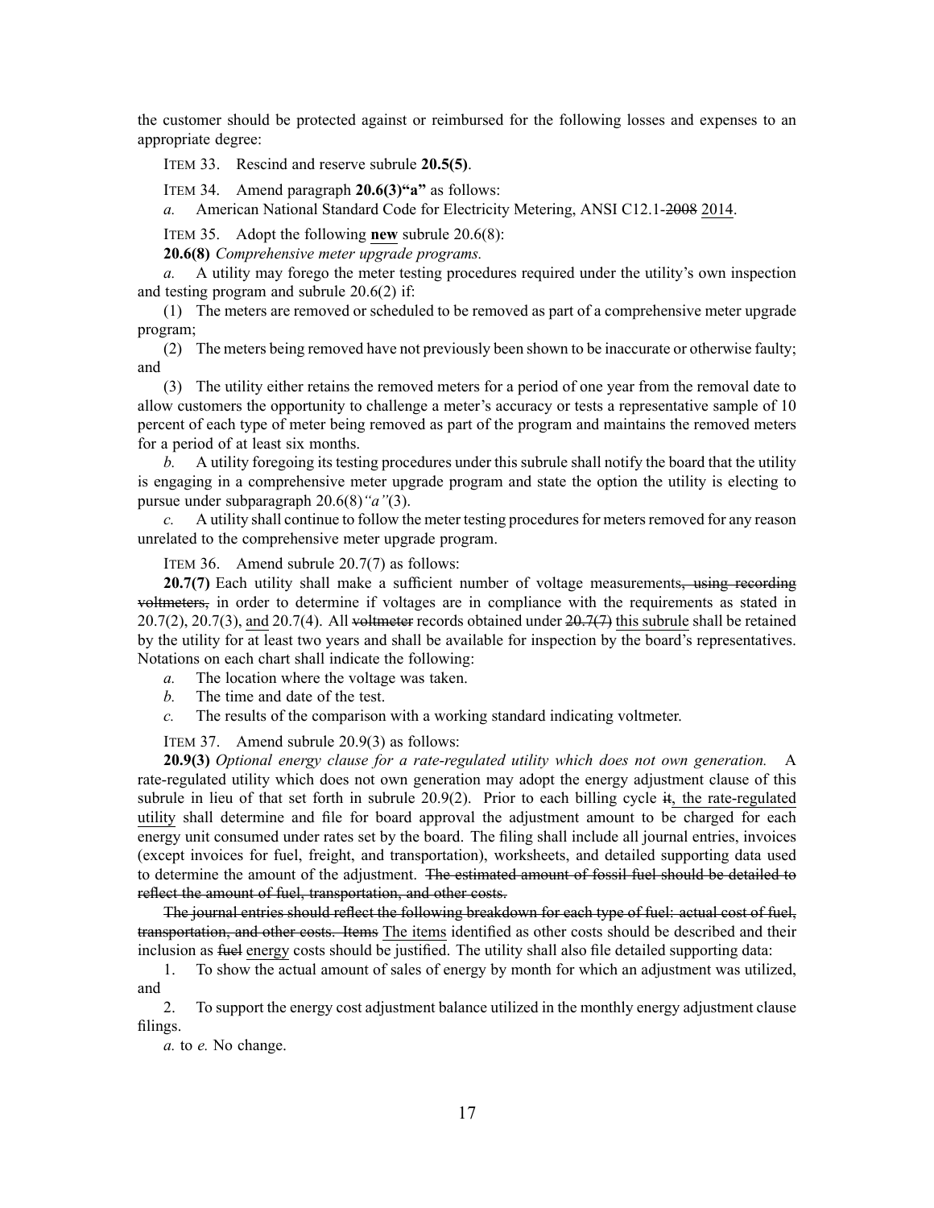the customer should be protected against or reimbursed for the following losses and expenses to an appropriate degree:

ITEM 33. Rescind and reserve subrule **20.5(5)**.

ITEM 34. Amend paragraph **20.6(3)"a"** as follows:

*a.* American National Standard Code for Electricity Metering, ANSI C12.1-~~2008~~ <u>2014</u>.

ITEM 35. Adopt the following **<u>new</u>** subrule 20.6(8):

**20.6(8)** *Comprehensive meter upgrade programs.*

*a.* A utility may forego the meter testing procedures required under the utility's own inspection and testing program and subrule 20.6(2) if:

(1) The meters are removed or scheduled to be removed as part of a comprehensive meter upgrade program;

(2) The meters being removed have not previously been shown to be inaccurate or otherwise faulty; and

(3) The utility either retains the removed meters for a period of one year from the removal date to allow customers the opportunity to challenge a meter's accuracy or tests a representative sample of 10 percent of each type of meter being removed as part of the program and maintains the removed meters for a period of at least six months.

*b.* A utility foregoing its testing procedures under this subrule shall notify the board that the utility is engaging in a comprehensive meter upgrade program and state the option the utility is electing to pursue under subparagraph 20.6(8)*"a"*(3).

*c.* A utility shall continue to follow the meter testing procedures for meters removed for any reason unrelated to the comprehensive meter upgrade program.

ITEM 36. Amend subrule 20.7(7) as follows:

**20.7(7)** Each utility shall make a sufficient number of voltage measurements~~, using recording voltmeters,~~ in order to determine if voltages are in compliance with the requirements as stated in 20.7(2), 20.7(3), <u>and</u> 20.7(4). All ~~voltmeter~~ records obtained under ~~20.7(7)~~ <u>this subrule</u> shall be retained by the utility for at least two years and shall be available for inspection by the board's representatives. Notations on each chart shall indicate the following:

*a.* The location where the voltage was taken.

*b.* The time and date of the test.

*c.* The results of the comparison with a working standard indicating voltmeter.

ITEM 37. Amend subrule 20.9(3) as follows:

**20.9(3)** *Optional energy clause for a rate-regulated utility which does not own generation.* A rate-regulated utility which does not own generation may adopt the energy adjustment clause of this subrule in lieu of that set forth in subrule 20.9(2). Prior to each billing cycle ~~it~~<u>, the rate-regulated utility</u> shall determine and file for board approval the adjustment amount to be charged for each energy unit consumed under rates set by the board. The filing shall include all journal entries, invoices (except invoices for fuel, freight, and transportation), worksheets, and detailed supporting data used to determine the amount of the adjustment. ~~The estimated amount of fossil fuel should be detailed to reflect the amount of fuel, transportation, and other costs.~~

~~The journal entries should reflect the following breakdown for each type of fuel: actual cost of fuel, transportation, and other costs. Items~~ <u>The items</u> identified as other costs should be described and their inclusion as ~~fuel~~ <u>energy</u> costs should be justified. The utility shall also file detailed supporting data:

1. To show the actual amount of sales of energy by month for which an adjustment was utilized, and

2. To support the energy cost adjustment balance utilized in the monthly energy adjustment clause filings.

*a.* to *e.* No change.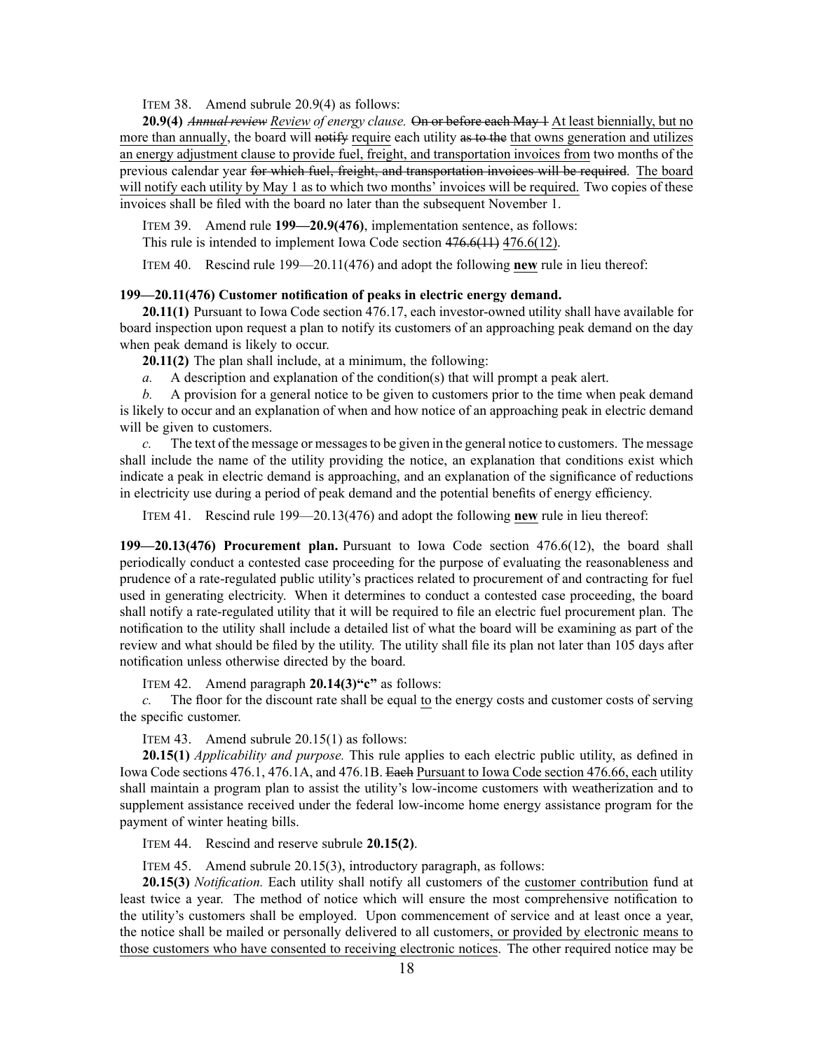ITEM 38. Amend subrule 20.9(4) as follows:

**20.9(4)** ~~*Annual review*~~ *Review of energy clause.* ~~On or before each May 1~~ At least biennially, but no more than annually, the board will ~~notify~~ require each utility ~~as to the~~ that owns generation and utilizes an energy adjustment clause to provide fuel, freight, and transportation invoices from two months of the previous calendar year ~~for which fuel, freight, and transportation invoices will be required~~. The board will notify each utility by May 1 as to which two months' invoices will be required. Two copies of these invoices shall be filed with the board no later than the subsequent November 1.

ITEM 39. Amend rule **199—20.9(476)**, implementation sentence, as follows:

This rule is intended to implement Iowa Code section ~~476.6(11)~~ 476.6(12).

ITEM 40. Rescind rule 199—20.11(476) and adopt the following **new** rule in lieu thereof:

**199—20.11(476) Customer notification of peaks in electric energy demand.**

**20.11(1)** Pursuant to Iowa Code section 476.17, each investor-owned utility shall have available for board inspection upon request a plan to notify its customers of an approaching peak demand on the day when peak demand is likely to occur.

**20.11(2)** The plan shall include, at a minimum, the following:

*a.* A description and explanation of the condition(s) that will prompt a peak alert.

*b.* A provision for a general notice to be given to customers prior to the time when peak demand is likely to occur and an explanation of when and how notice of an approaching peak in electric demand will be given to customers.

*c.* The text of the message or messages to be given in the general notice to customers. The message shall include the name of the utility providing the notice, an explanation that conditions exist which indicate a peak in electric demand is approaching, and an explanation of the significance of reductions in electricity use during a period of peak demand and the potential benefits of energy efficiency.

ITEM 41. Rescind rule 199—20.13(476) and adopt the following **new** rule in lieu thereof:

**199—20.13(476) Procurement plan.** Pursuant to Iowa Code section 476.6(12), the board shall periodically conduct a contested case proceeding for the purpose of evaluating the reasonableness and prudence of a rate-regulated public utility's practices related to procurement of and contracting for fuel used in generating electricity. When it determines to conduct a contested case proceeding, the board shall notify a rate-regulated utility that it will be required to file an electric fuel procurement plan. The notification to the utility shall include a detailed list of what the board will be examining as part of the review and what should be filed by the utility. The utility shall file its plan not later than 105 days after notification unless otherwise directed by the board.

ITEM 42. Amend paragraph **20.14(3)"c"** as follows:

*c.* The floor for the discount rate shall be equal to the energy costs and customer costs of serving the specific customer.

ITEM 43. Amend subrule 20.15(1) as follows:

**20.15(1)** *Applicability and purpose.* This rule applies to each electric public utility, as defined in Iowa Code sections 476.1, 476.1A, and 476.1B. ~~Each~~ Pursuant to Iowa Code section 476.66, each utility shall maintain a program plan to assist the utility's low-income customers with weatherization and to supplement assistance received under the federal low-income home energy assistance program for the payment of winter heating bills.

ITEM 44. Rescind and reserve subrule **20.15(2)**.

ITEM 45. Amend subrule 20.15(3), introductory paragraph, as follows:

**20.15(3)** *Notification.* Each utility shall notify all customers of the customer contribution fund at least twice a year. The method of notice which will ensure the most comprehensive notification to the utility's customers shall be employed. Upon commencement of service and at least once a year, the notice shall be mailed or personally delivered to all customers, or provided by electronic means to those customers who have consented to receiving electronic notices. The other required notice may be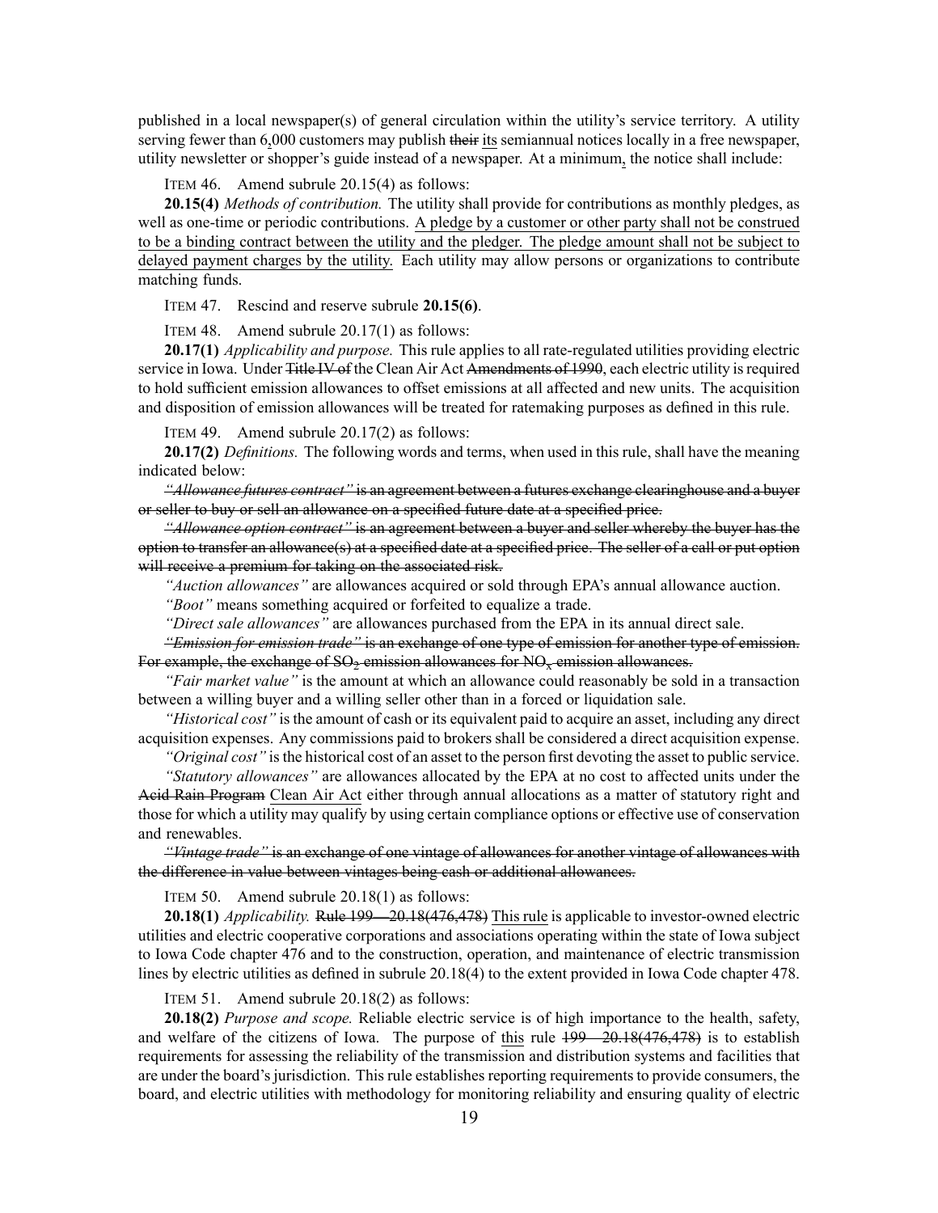published in a local newspaper(s) of general circulation within the utility's service territory. A utility serving fewer than 6,000 customers may publish ~~their~~ <u>its</u> semiannual notices locally in a free newspaper, utility newsletter or shopper's guide instead of a newspaper. At a minimum<u>,</u> the notice shall include:

ITEM 46. Amend subrule 20.15(4) as follows:

**20.15(4)** *Methods of contribution.* The utility shall provide for contributions as monthly pledges, as well as one-time or periodic contributions. <u>A pledge by a customer or other party shall not be construed to be a binding contract between the utility and the pledger. The pledge amount shall not be subject to delayed payment charges by the utility.</u> Each utility may allow persons or organizations to contribute matching funds.

ITEM 47. Rescind and reserve subrule **20.15(6)**.

ITEM 48. Amend subrule 20.17(1) as follows:

**20.17(1)** *Applicability and purpose.* This rule applies to all rate-regulated utilities providing electric service in Iowa. Under ~~Title IV of~~ the Clean Air Act ~~Amendments of 1990~~, each electric utility is required to hold sufficient emission allowances to offset emissions at all affected and new units. The acquisition and disposition of emission allowances will be treated for ratemaking purposes as defined in this rule.

ITEM 49. Amend subrule 20.17(2) as follows:

**20.17(2)** *Definitions.* The following words and terms, when used in this rule, shall have the meaning indicated below:

~~*"Allowance futures contract"* is an agreement between a futures exchange clearinghouse and a buyer or seller to buy or sell an allowance on a specified future date at a specified price.~~

~~*"Allowance option contract"* is an agreement between a buyer and seller whereby the buyer has the option to transfer an allowance(s) at a specified date at a specified price. The seller of a call or put option will receive a premium for taking on the associated risk.~~

*"Auction allowances"* are allowances acquired or sold through EPA's annual allowance auction.

*"Boot"* means something acquired or forfeited to equalize a trade.

*"Direct sale allowances"* are allowances purchased from the EPA in its annual direct sale.

~~*"Emission for emission trade"* is an exchange of one type of emission for another type of emission. For example, the exchange of $SO_2$ emission allowances for $NO_x$ emission allowances.~~

*"Fair market value"* is the amount at which an allowance could reasonably be sold in a transaction between a willing buyer and a willing seller other than in a forced or liquidation sale.

*"Historical cost"* is the amount of cash or its equivalent paid to acquire an asset, including any direct acquisition expenses. Any commissions paid to brokers shall be considered a direct acquisition expense.

*"Original cost"* is the historical cost of an asset to the person first devoting the asset to public service.

*"Statutory allowances"* are allowances allocated by the EPA at no cost to affected units under the ~~Acid Rain Program~~ <u>Clean Air Act</u> either through annual allocations as a matter of statutory right and those for which a utility may qualify by using certain compliance options or effective use of conservation and renewables.

~~*"Vintage trade"* is an exchange of one vintage of allowances for another vintage of allowances with the difference in value between vintages being cash or additional allowances.~~

ITEM 50. Amend subrule 20.18(1) as follows:

**20.18(1)** *Applicability.* ~~Rule 199—20.18(476,478)~~ <u>This rule</u> is applicable to investor-owned electric utilities and electric cooperative corporations and associations operating within the state of Iowa subject to Iowa Code chapter 476 and to the construction, operation, and maintenance of electric transmission lines by electric utilities as defined in subrule 20.18(4) to the extent provided in Iowa Code chapter 478.

ITEM 51. Amend subrule 20.18(2) as follows:

**20.18(2)** *Purpose and scope.* Reliable electric service is of high importance to the health, safety, and welfare of the citizens of Iowa. The purpose of <u>this</u> rule ~~199—20.18(476,478)~~ is to establish requirements for assessing the reliability of the transmission and distribution systems and facilities that are under the board's jurisdiction. This rule establishes reporting requirements to provide consumers, the board, and electric utilities with methodology for monitoring reliability and ensuring quality of electric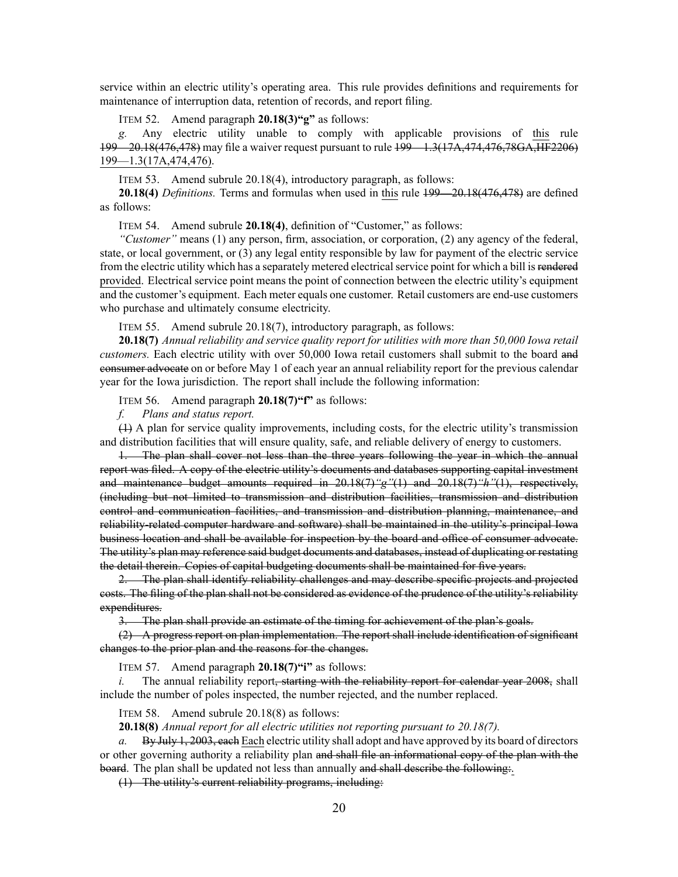service within an electric utility's operating area. This rule provides definitions and requirements for maintenance of interruption data, retention of records, and report filing.

ITEM 52. Amend paragraph **20.18(3)"g"** as follows:

*g.* Any electric utility unable to comply with applicable provisions of <u>this</u> rule ~~199—20.18(476,478)~~ may file a waiver request pursuant to rule ~~199—1.3(17A,474,476,78GA,HF2206)~~ <u>199—1.3(17A,474,476)</u>.

ITEM 53. Amend subrule 20.18(4), introductory paragraph, as follows:

**20.18(4)** *Definitions.* Terms and formulas when used in <u>this</u> rule ~~199—20.18(476,478)~~ are defined as follows:

ITEM 54. Amend subrule **20.18(4)**, definition of "Customer," as follows:

*"Customer"* means (1) any person, firm, association, or corporation, (2) any agency of the federal, state, or local government, or (3) any legal entity responsible by law for payment of the electric service from the electric utility which has a separately metered electrical service point for which a bill is ~~rendered~~ <u>provided</u>. Electrical service point means the point of connection between the electric utility's equipment and the customer's equipment. Each meter equals one customer. Retail customers are end-use customers who purchase and ultimately consume electricity.

ITEM 55. Amend subrule 20.18(7), introductory paragraph, as follows:

**20.18(7)** *Annual reliability and service quality report for utilities with more than 50,000 Iowa retail customers.* Each electric utility with over 50,000 Iowa retail customers shall submit to the board ~~and consumer advocate~~ on or before May 1 of each year an annual reliability report for the previous calendar year for the Iowa jurisdiction. The report shall include the following information:

ITEM 56. Amend paragraph **20.18(7)"f"** as follows:

*f. Plans and status report.*

~~(1)~~ A plan for service quality improvements, including costs, for the electric utility's transmission and distribution facilities that will ensure quality, safe, and reliable delivery of energy to customers.

~~1. The plan shall cover not less than the three years following the year in which the annual report was filed. A copy of the electric utility's documents and databases supporting capital investment and maintenance budget amounts required in 20.18(7)"g"(1) and 20.18(7)"h"(1), respectively, (including but not limited to transmission and distribution facilities, transmission and distribution control and communication facilities, and transmission and distribution planning, maintenance, and reliability-related computer hardware and software) shall be maintained in the utility's principal Iowa business location and shall be available for inspection by the board and office of consumer advocate. The utility's plan may reference said budget documents and databases, instead of duplicating or restating the detail therein. Copies of capital budgeting documents shall be maintained for five years.~~

~~2. The plan shall identify reliability challenges and may describe specific projects and projected costs. The filing of the plan shall not be considered as evidence of the prudence of the utility's reliability expenditures.~~

~~3. The plan shall provide an estimate of the timing for achievement of the plan's goals.~~

~~(2) A progress report on plan implementation. The report shall include identification of significant changes to the prior plan and the reasons for the changes.~~

ITEM 57. Amend paragraph **20.18(7)"i"** as follows:

*i.* The annual reliability report~~, starting with the reliability report for calendar year 2008,~~ shall include the number of poles inspected, the number rejected, and the number replaced.

ITEM 58. Amend subrule 20.18(8) as follows:

**20.18(8)** *Annual report for all electric utilities not reporting pursuant to 20.18(7).*

*a.* ~~By July 1, 2003, each~~ <u>Each</u> electric utility shall adopt and have approved by its board of directors or other governing authority a reliability plan ~~and shall file an informational copy of the plan with the board~~. The plan shall be updated not less than annually ~~and shall describe the following:~~<u>.</u>

~~(1) The utility's current reliability programs, including:~~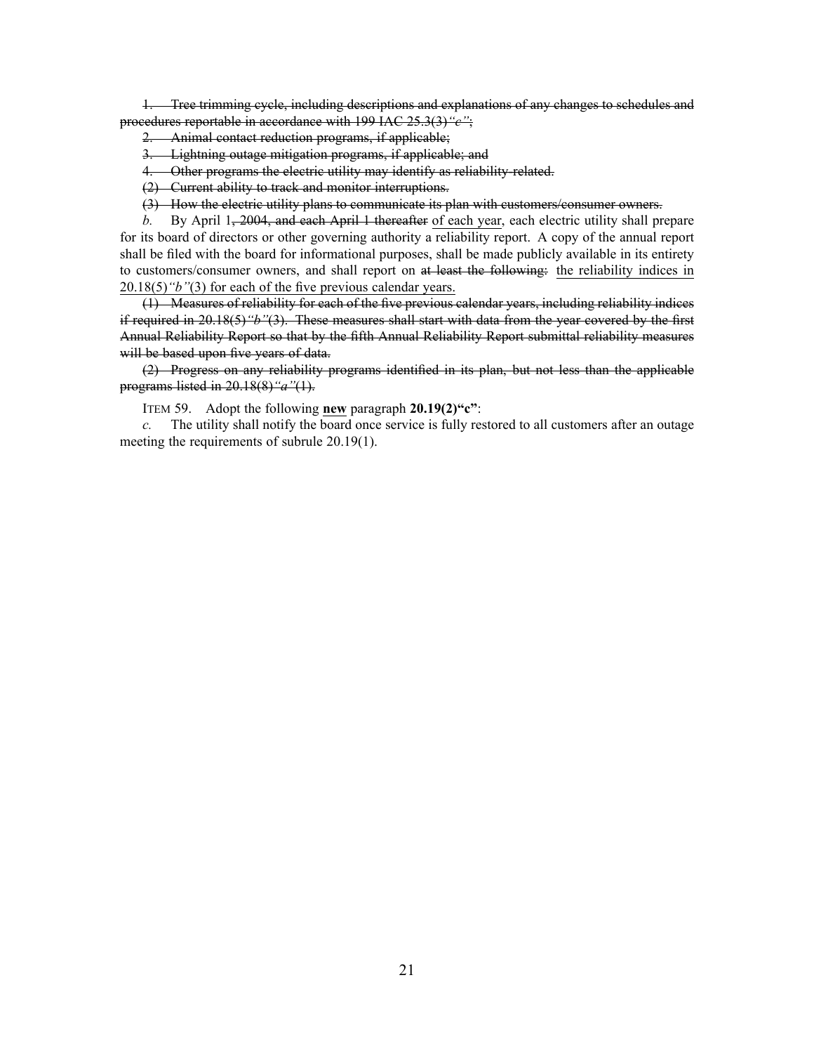~~1. Tree trimming cycle, including descriptions and explanations of any changes to schedules and procedures reportable in accordance with 199 IAC 25.3(3)*"c"*;~~

~~2. Animal contact reduction programs, if applicable;~~

~~3. Lightning outage mitigation programs, if applicable; and~~

~~4. Other programs the electric utility may identify as reliability-related.~~

~~(2) Current ability to track and monitor interruptions.~~

~~(3) How the electric utility plans to communicate its plan with customers/consumer owners.~~

*b.* By April 1~~, 2004, and each April 1 thereafter~~ <u>of each year</u>, each electric utility shall prepare for its board of directors or other governing authority a reliability report. A copy of the annual report shall be filed with the board for informational purposes, shall be made publicly available in its entirety to customers/consumer owners, and shall report on ~~at least the following:~~ <u>the reliability indices in 20.18(5)*"b"*(3) for each of the five previous calendar years.</u>

~~(1) Measures of reliability for each of the five previous calendar years, including reliability indices if required in 20.18(5)*"b"*(3). These measures shall start with data from the year covered by the first Annual Reliability Report so that by the fifth Annual Reliability Report submittal reliability measures will be based upon five years of data.~~

~~(2) Progress on any reliability programs identified in its plan, but not less than the applicable programs listed in 20.18(8)*"a"*(1).~~

ITEM 59. Adopt the following **<u>new</u>** paragraph **20.19(2)"c"**:

*c.* The utility shall notify the board once service is fully restored to all customers after an outage meeting the requirements of subrule 20.19(1).